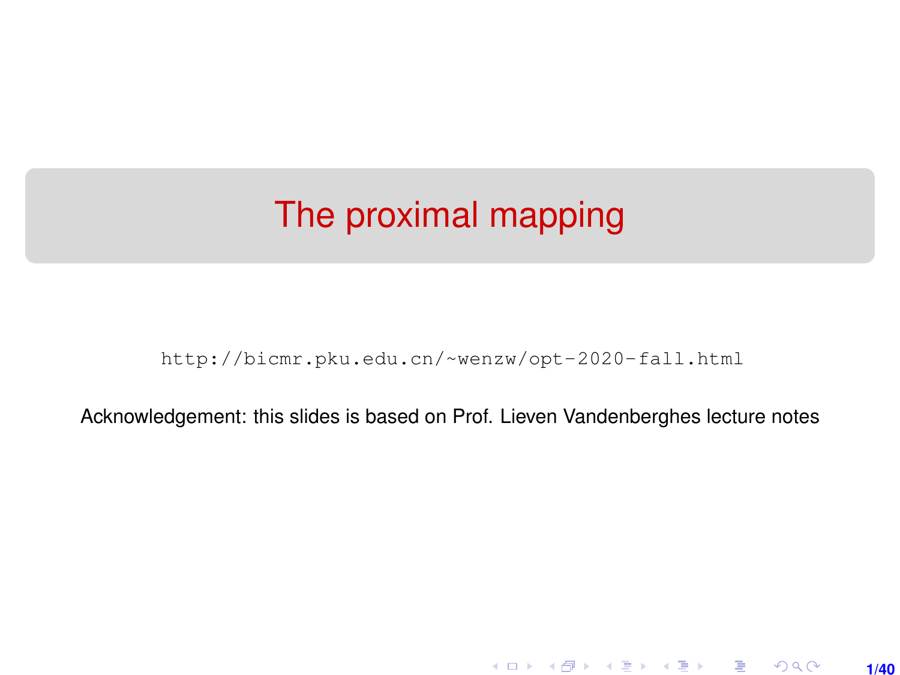# The proximal mapping

http://bicmr.pku.edu.cn/~wenzw/opt-2020-fall.html

Acknowledgement: this slides is based on Prof. Lieven Vandenberghes lecture notes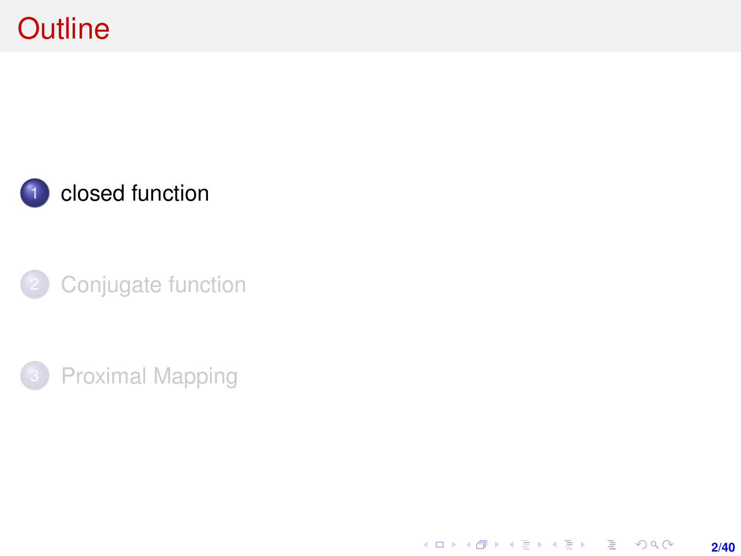# Outline

1. closed function
2. Conjugate function
3. Proximal Mapping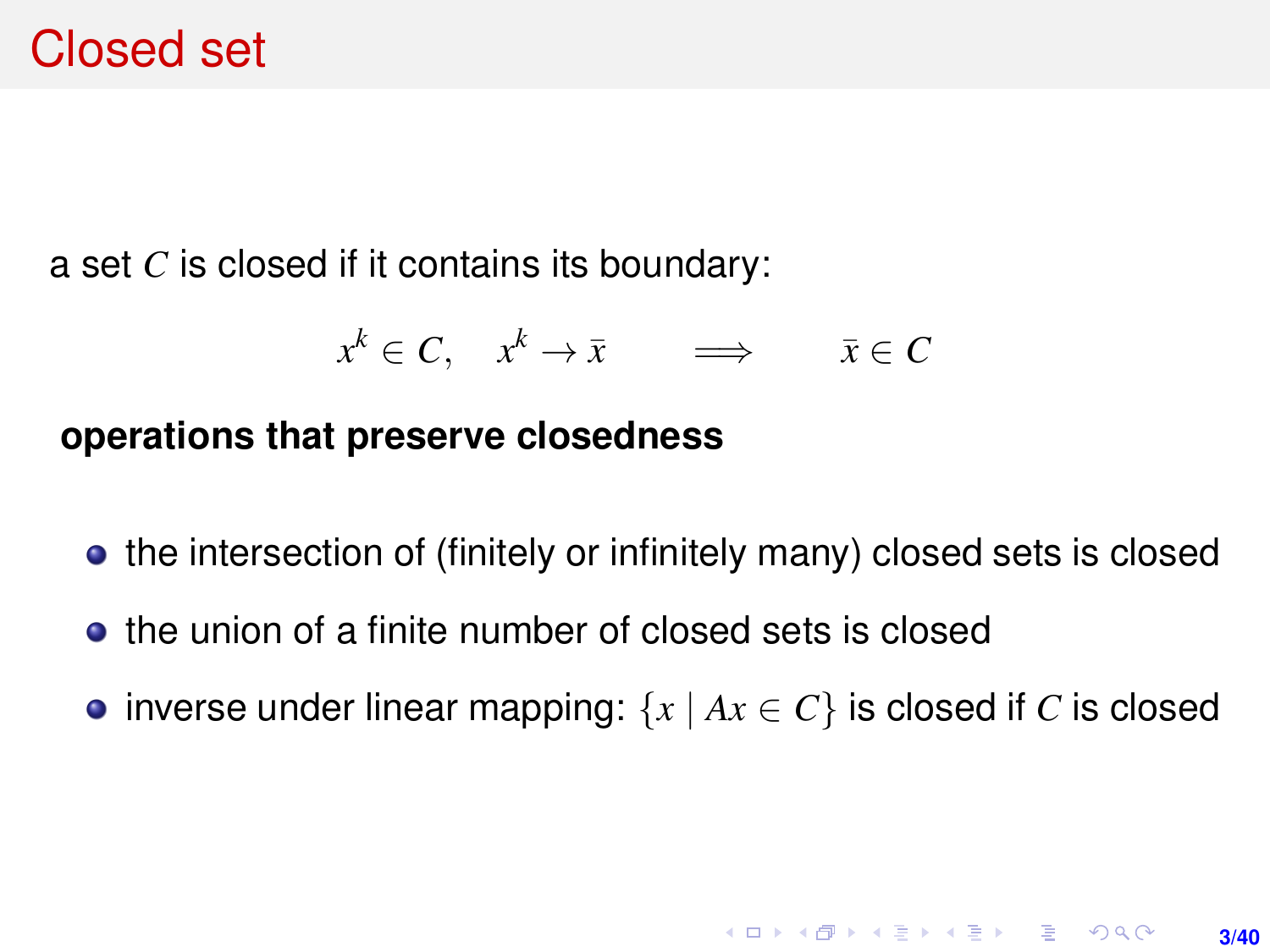# Closed set

a set $C$ is closed if it contains its boundary:

$$x^k \in C, \quad x^k \to \bar{x} \qquad \Longrightarrow \qquad \bar{x} \in C$$

**operations that preserve closedness**

- the intersection of (finitely or infinitely many) closed sets is closed
- the union of a finite number of closed sets is closed
- inverse under linear mapping: $\{x \mid Ax \in C\}$ is closed if $C$ is closed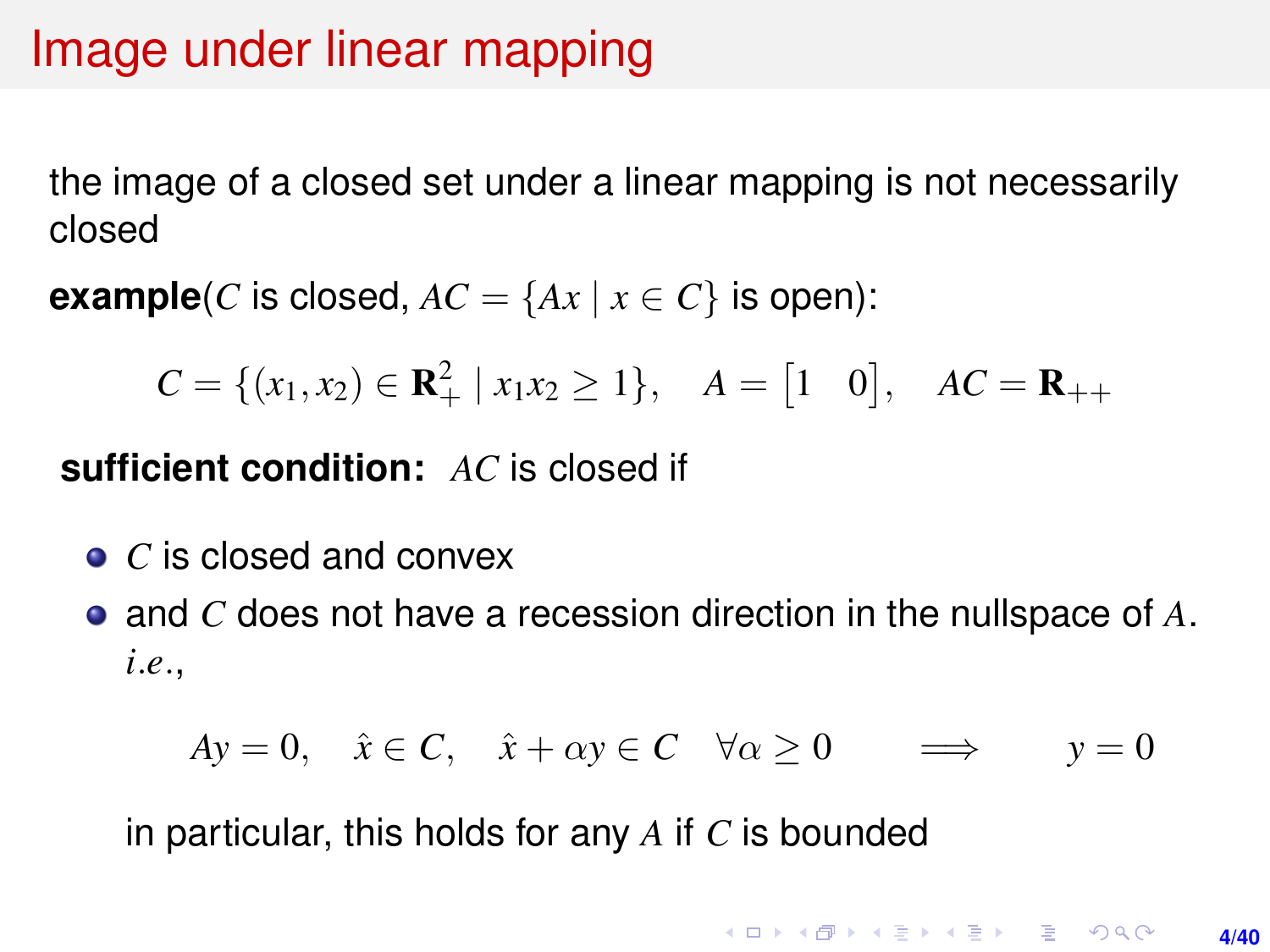# Image under linear mapping

the image of a closed set under a linear mapping is not necessarily closed

**example**($C$ is closed, $AC = \{Ax \mid x \in C\}$ is open):

$$C = \{(x_1, x_2) \in \mathbf{R}^2_+ \mid x_1 x_2 \geq 1\}, \quad A = \begin{bmatrix} 1 & 0 \end{bmatrix}, \quad AC = \mathbf{R}_{++}$$

**sufficient condition:** $AC$ is closed if

- $C$ is closed and convex
- and $C$ does not have a recession direction in the nullspace of $A$. *i.e.*,

$$Ay = 0, \quad \hat{x} \in C, \quad \hat{x} + \alpha y \in C \quad \forall \alpha \geq 0 \qquad \Longrightarrow \qquad y = 0$$

  in particular, this holds for any $A$ if $C$ is bounded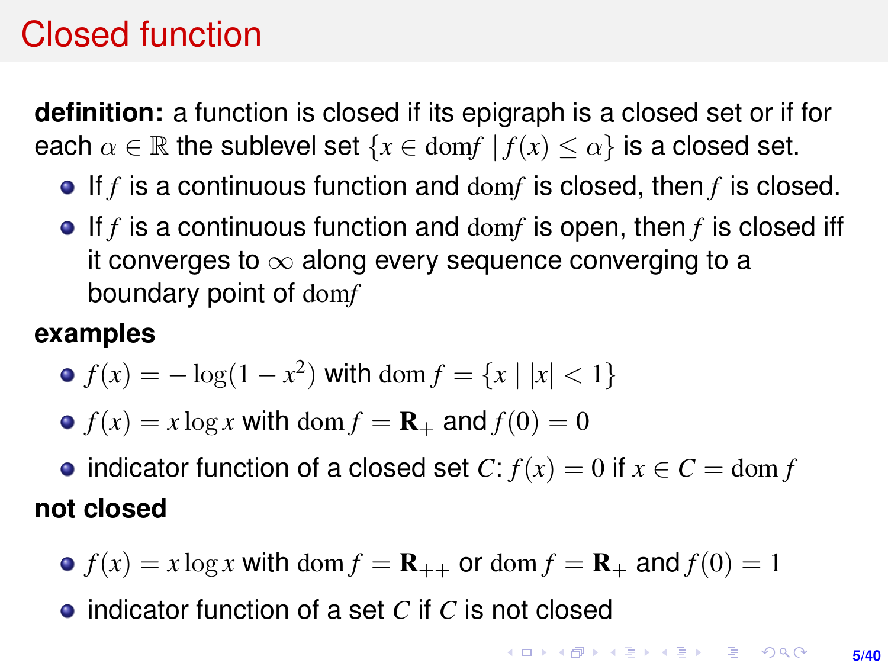# Closed function

**definition:** a function is closed if its epigraph is a closed set or if for each $\alpha \in \mathbb{R}$ the sublevel set $\{x \in \mathrm{dom} f \mid f(x) \leq \alpha\}$ is a closed set.

- If $f$ is a continuous function and $\mathrm{dom} f$ is closed, then $f$ is closed.
- If $f$ is a continuous function and $\mathrm{dom} f$ is open, then $f$ is closed iff it converges to $\infty$ along every sequence converging to a boundary point of $\mathrm{dom} f$

**examples**

- $f(x) = -\log(1 - x^2)$ with $\mathrm{dom}\, f = \{x \mid |x| < 1\}$
- $f(x) = x \log x$ with $\mathrm{dom}\, f = \mathbf{R}_+$ and $f(0) = 0$
- indicator function of a closed set $C$: $f(x) = 0$ if $x \in C = \mathrm{dom}\, f$

**not closed**

- $f(x) = x \log x$ with $\mathrm{dom}\, f = \mathbf{R}_{++}$ or $\mathrm{dom}\, f = \mathbf{R}_+$ and $f(0) = 1$
- indicator function of a set $C$ if $C$ is not closed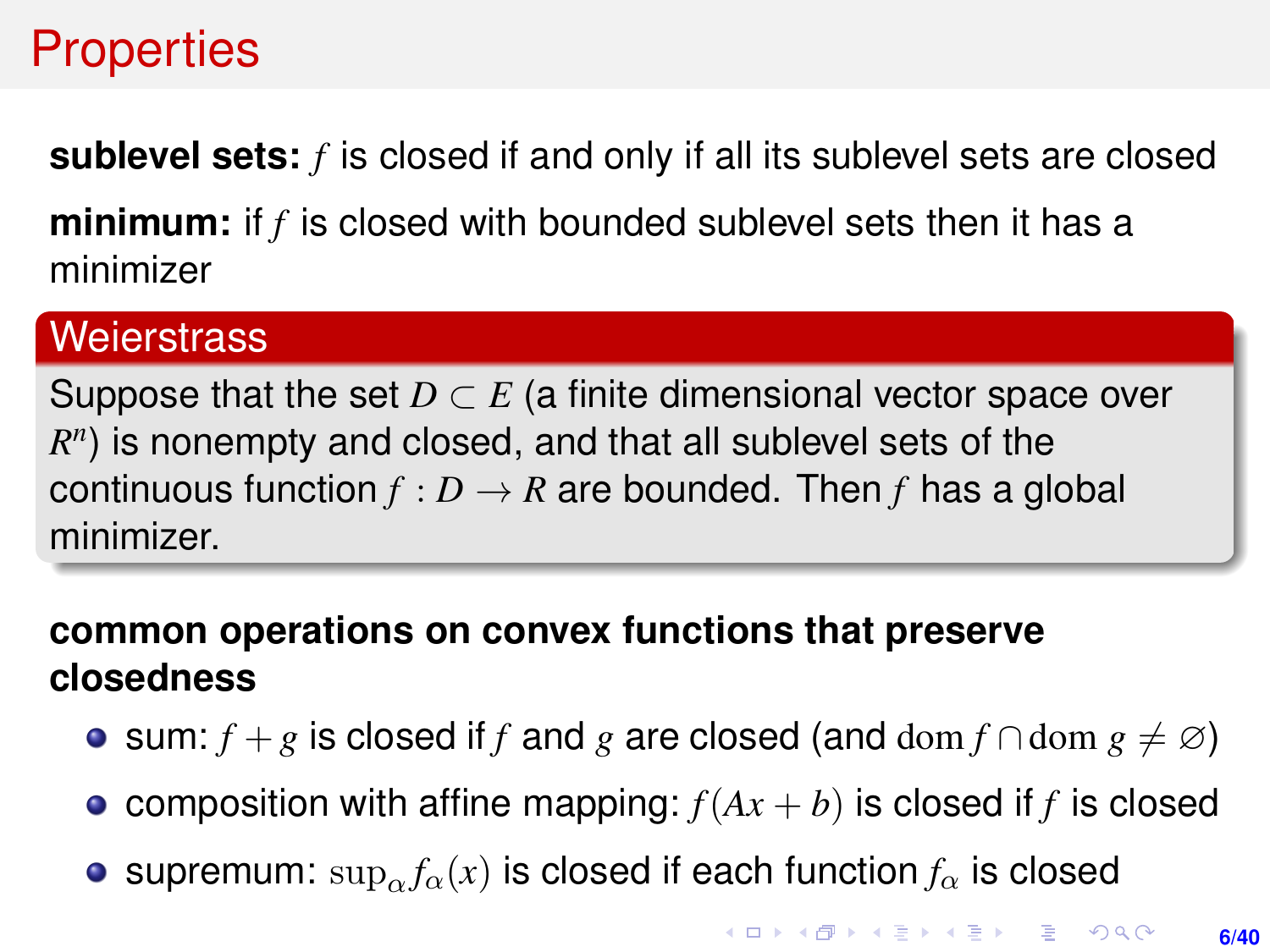# Properties

**sublevel sets:** $f$ is closed if and only if all its sublevel sets are closed

**minimum:** if $f$ is closed with bounded sublevel sets then it has a minimizer

**Weierstrass**

Suppose that the set $D \subset E$ (a finite dimensional vector space over $R^n$) is nonempty and closed, and that all sublevel sets of the continuous function $f : D \to R$ are bounded. Then $f$ has a global minimizer.

**common operations on convex functions that preserve closedness**

- sum: $f + g$ is closed if $f$ and $g$ are closed (and $\mathrm{dom}\, f \cap \mathrm{dom}\, g \neq \varnothing$)
- composition with affine mapping: $f(Ax + b)$ is closed if $f$ is closed
- supremum: $\sup_\alpha f_\alpha(x)$ is closed if each function $f_\alpha$ is closed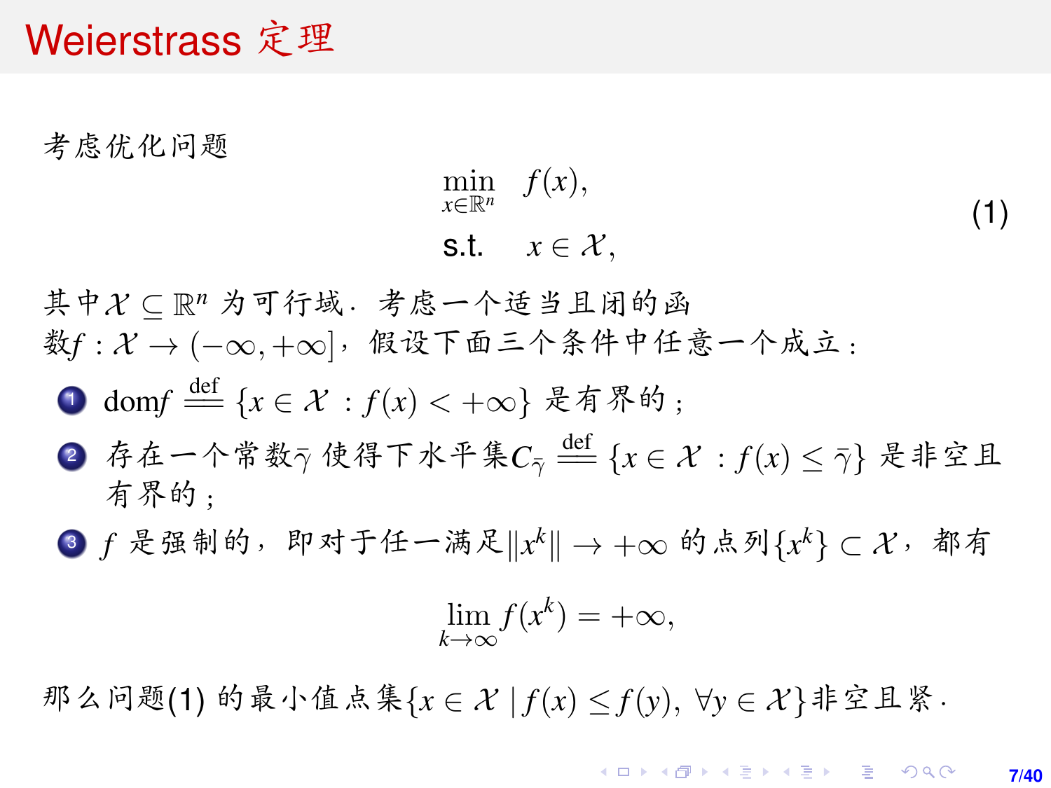# Weierstrass 定理

考虑优化问题

$$
\begin{aligned}
\min_{x\in\mathbb{R}^n} \quad & f(x), \\
\text{s.t.} \quad & x \in \mathcal{X},
\end{aligned}
\tag{1}
$$

其中$\mathcal{X} \subseteq \mathbb{R}^n$ 为可行域．考虑一个适当且闭的函数$f : \mathcal{X} \to (-\infty, +\infty]$，假设下面三个条件中任意一个成立：

1. $\mathrm{dom} f \overset{\text{def}}{=\!=} \{x \in \mathcal{X} : f(x) < +\infty\}$ 是有界的；
2. 存在一个常数$\bar{\gamma}$ 使得下水平集$C_{\bar{\gamma}} \overset{\text{def}}{=\!=} \{x \in \mathcal{X} : f(x) \leq \bar{\gamma}\}$ 是非空且有界的；
3. $f$ 是强制的，即对于任一满足$\|x^k\| \to +\infty$ 的点列$\{x^k\} \subset \mathcal{X}$，都有

$$
\lim_{k\to\infty} f(x^k) = +\infty,
$$

那么问题(1) 的最小值点集$\{x \in \mathcal{X} \mid f(x) \leq f(y),\ \forall y \in \mathcal{X}\}$非空且紧．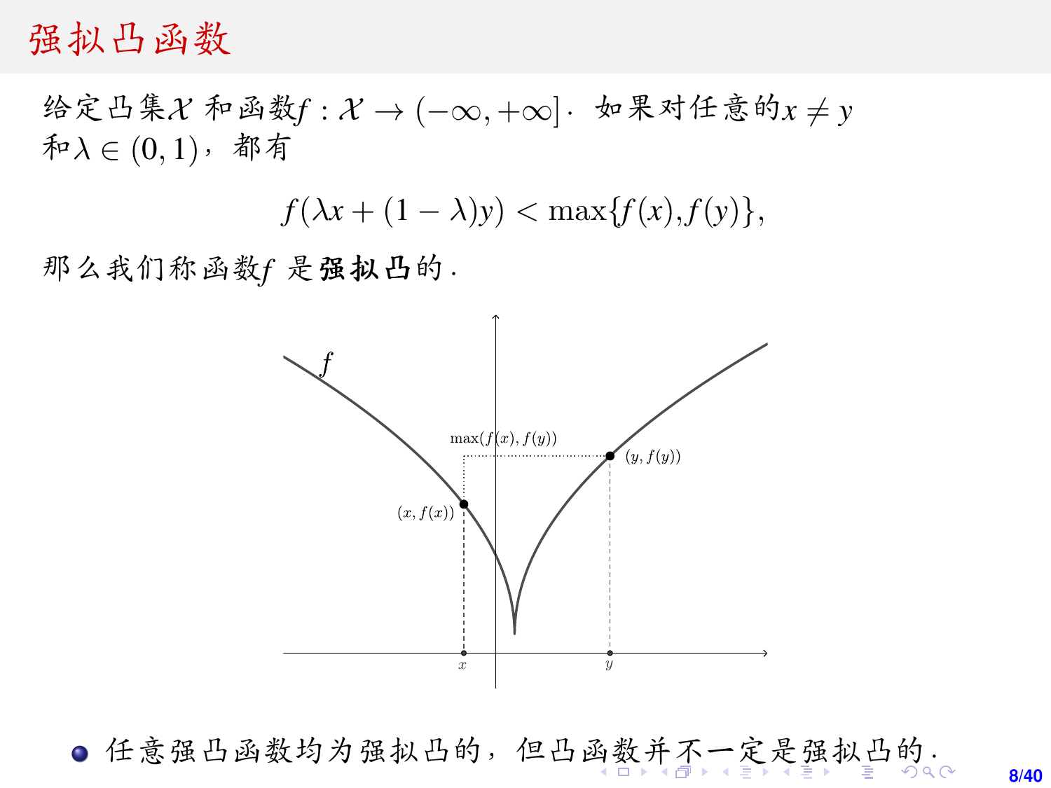# 强拟凸函数

给定凸集$\mathcal{X}$ 和函数$f : \mathcal{X} \to (-\infty, +\infty]$. 如果对任意的$x \neq y$ 和$\lambda \in (0,1)$，都有

$$f(\lambda x + (1-\lambda)y) < \max\{f(x), f(y)\},$$

那么我们称函数$f$ 是**强拟凸**的.

- 任意强凸函数均为强拟凸的，但凸函数并不一定是强拟凸的.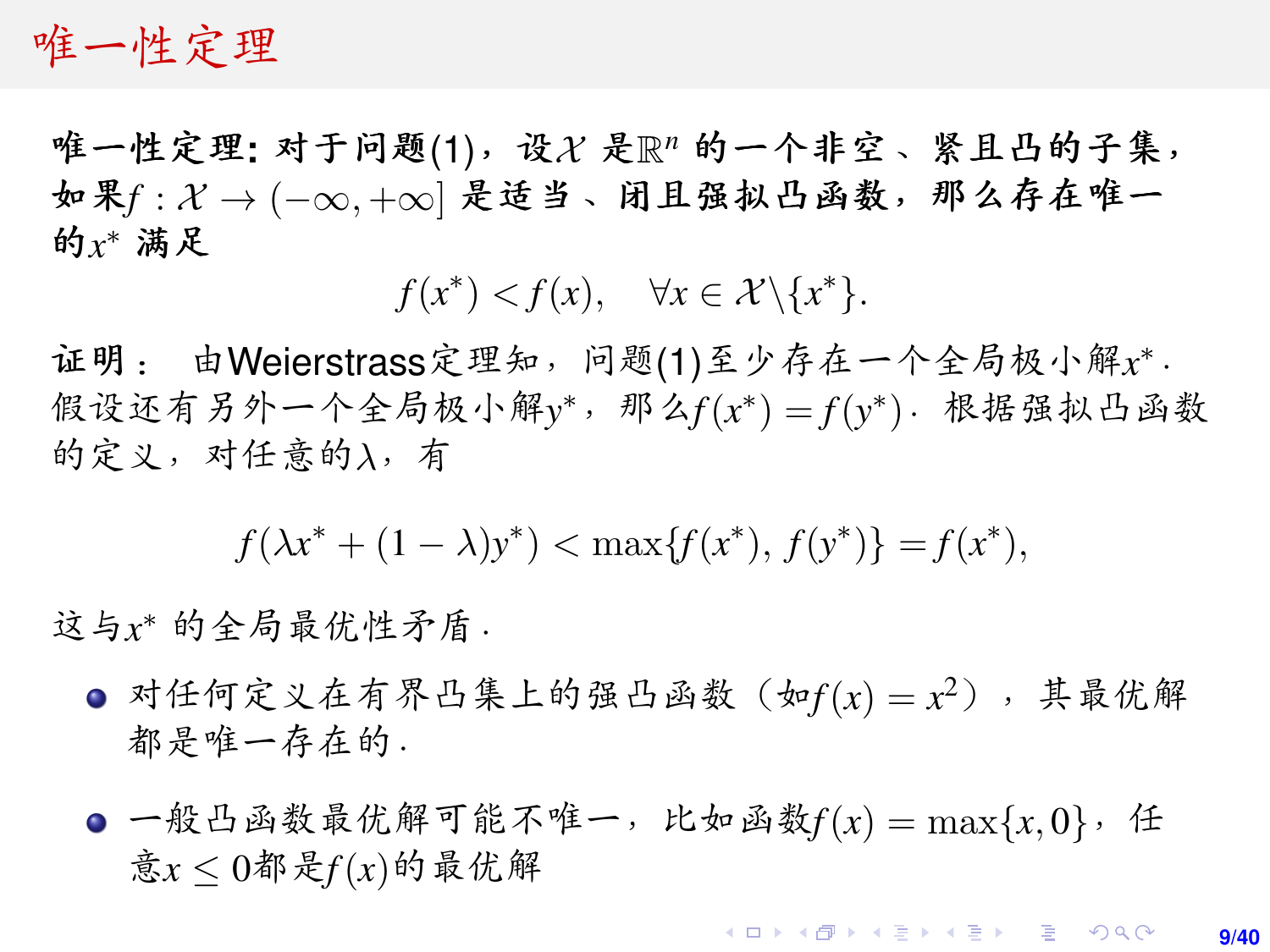# 唯一性定理

**唯一性定理：对于问题(1)，设$\mathcal{X}$ 是$\mathbb{R}^n$ 的一个非空、紧且凸的子集，如果$f: \mathcal{X} \to (-\infty, +\infty]$ 是适当、闭且强拟凸函数，那么存在唯一的$x^*$ 满足**

$$f(x^*) < f(x), \quad \forall x \in \mathcal{X} \backslash \{x^*\}.$$

**证明：** 由Weierstrass定理知，问题(1)至少存在一个全局极小解$x^*$. 假设还有另外一个全局极小解$y^*$，那么$f(x^*) = f(y^*)$. 根据强拟凸函数的定义，对任意的$\lambda$，有

$$f(\lambda x^* + (1-\lambda)y^*) < \max\{f(x^*), f(y^*)\} = f(x^*),$$

这与$x^*$ 的全局最优性矛盾.

- 对任何定义在有界凸集上的强凸函数（如$f(x) = x^2$），其最优解都是唯一存在的.
- 一般凸函数最优解可能不唯一，比如函数$f(x) = \max\{x, 0\}$，任意$x \leq 0$都是$f(x)$的最优解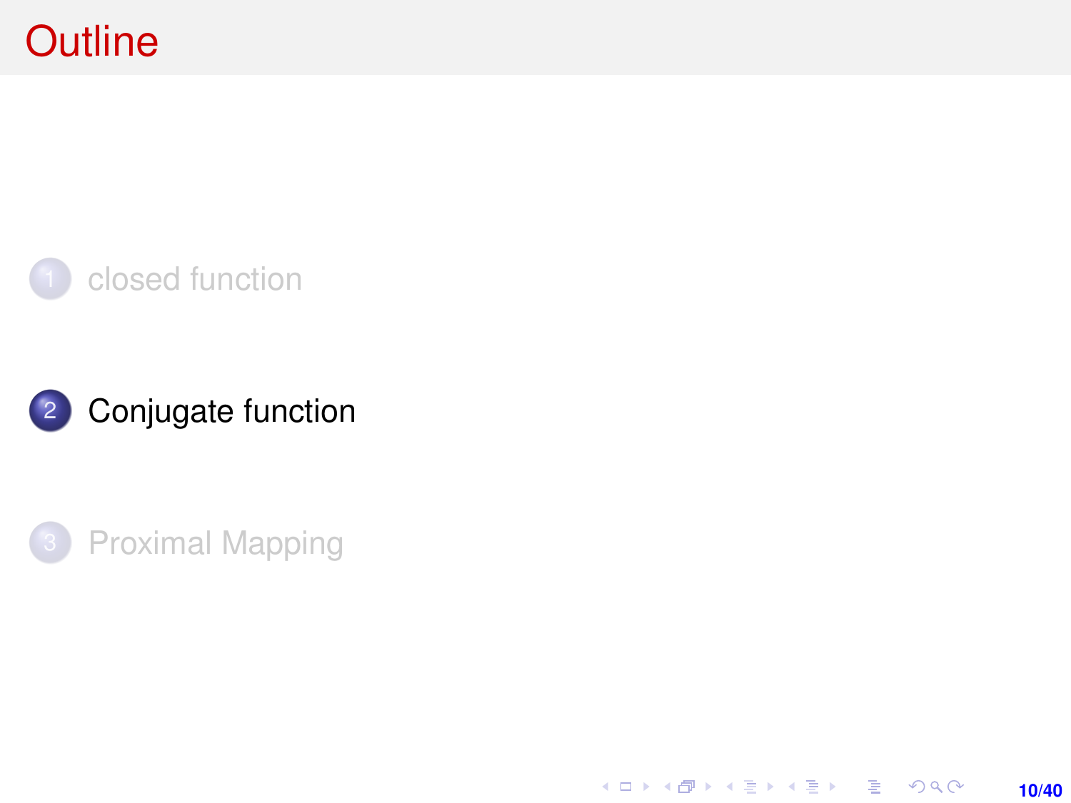# Outline

1. closed function
2. Conjugate function
3. Proximal Mapping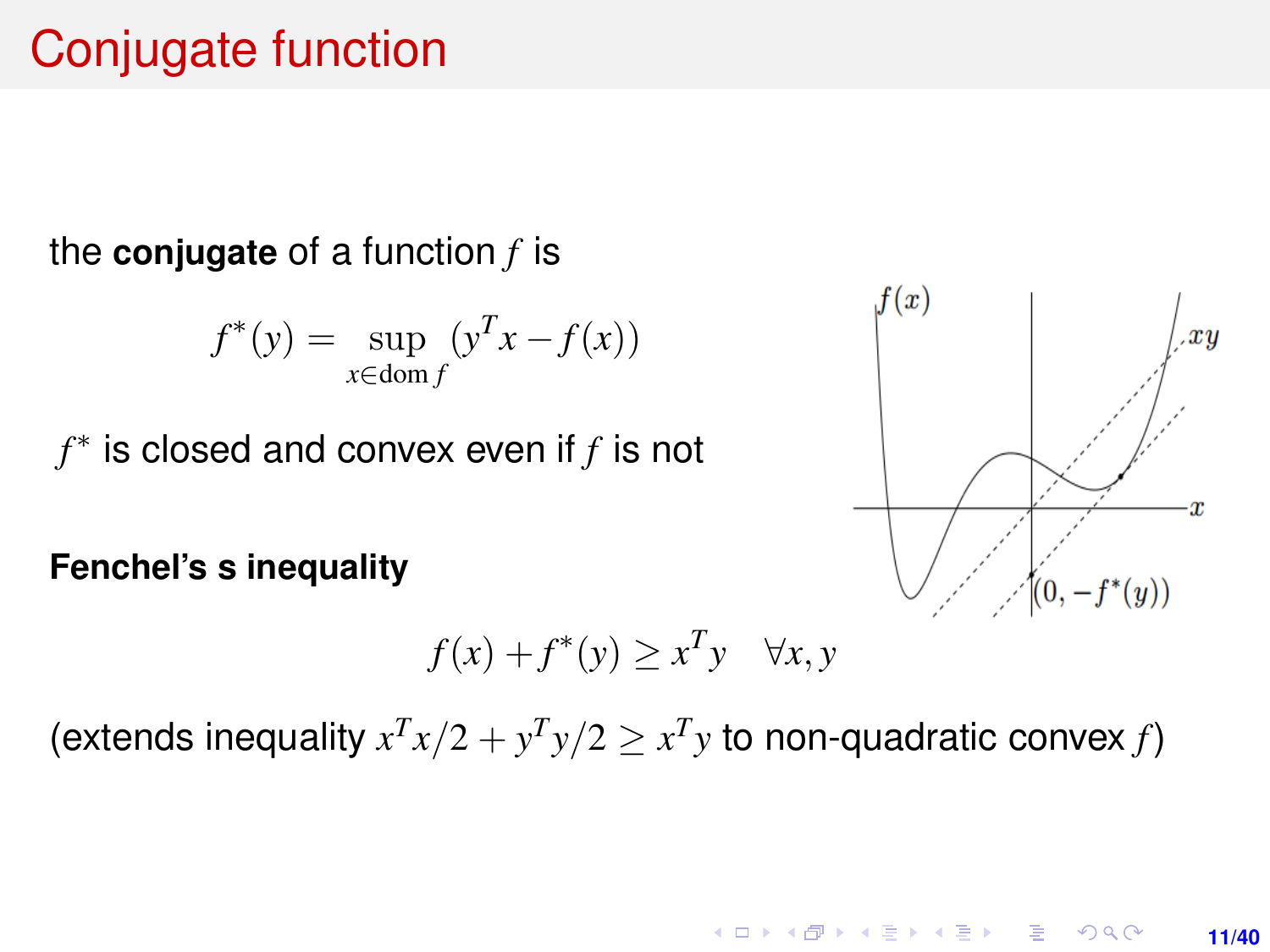# Conjugate function

the **conjugate** of a function $f$ is

$$f^*(y) = \sup_{x \in \mathrm{dom}\, f} (y^T x - f(x))$$

$f^*$ is closed and convex even if $f$ is not

**Fenchel's s inequality**

$$f(x) + f^*(y) \geq x^T y \quad \forall x, y$$

(extends inequality $x^T x/2 + y^T y/2 \geq x^T y$ to non-quadratic convex $f$)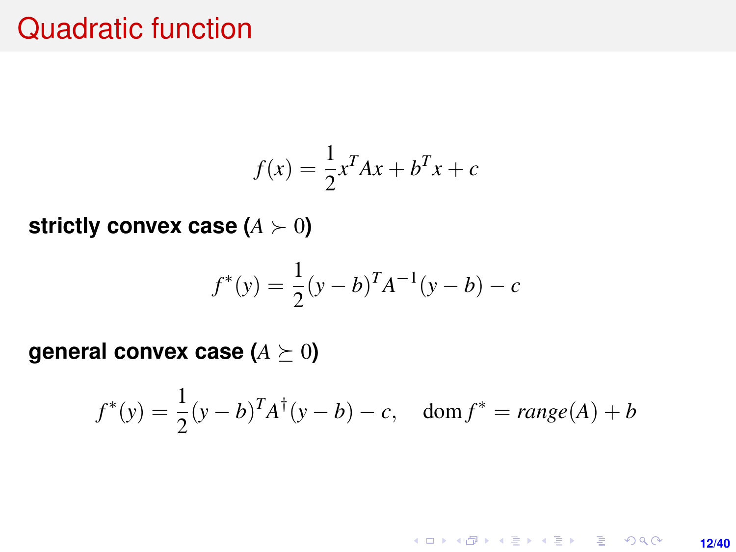# Quadratic function

$$f(x) = \frac{1}{2}x^T A x + b^T x + c$$

**strictly convex case ($A \succ 0$)**

$$f^*(y) = \frac{1}{2}(y - b)^T A^{-1}(y - b) - c$$

**general convex case ($A \succeq 0$)**

$$f^*(y) = \frac{1}{2}(y - b)^T A^{\dagger}(y - b) - c, \quad \mathrm{dom}\, f^* = \mathit{range}(A) + b$$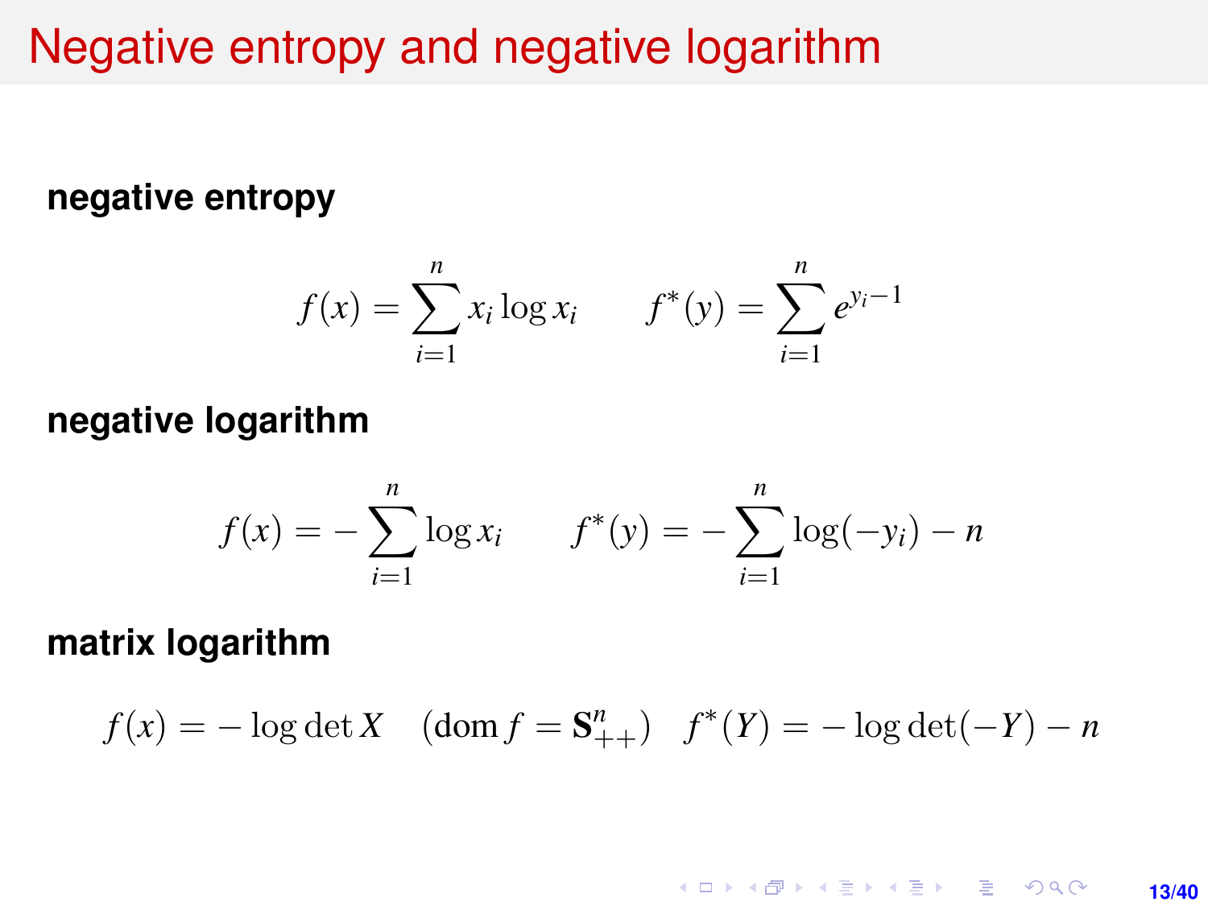# Negative entropy and negative logarithm

**negative entropy**

$$f(x) = \sum_{i=1}^{n} x_i \log x_i \qquad f^*(y) = \sum_{i=1}^{n} e^{y_i - 1}$$

**negative logarithm**

$$f(x) = -\sum_{i=1}^{n} \log x_i \qquad f^*(y) = -\sum_{i=1}^{n} \log(-y_i) - n$$

**matrix logarithm**

$$f(x) = -\log\det X \quad (\mathrm{dom}\, f = \mathbf{S}^n_{++}) \quad f^*(Y) = -\log\det(-Y) - n$$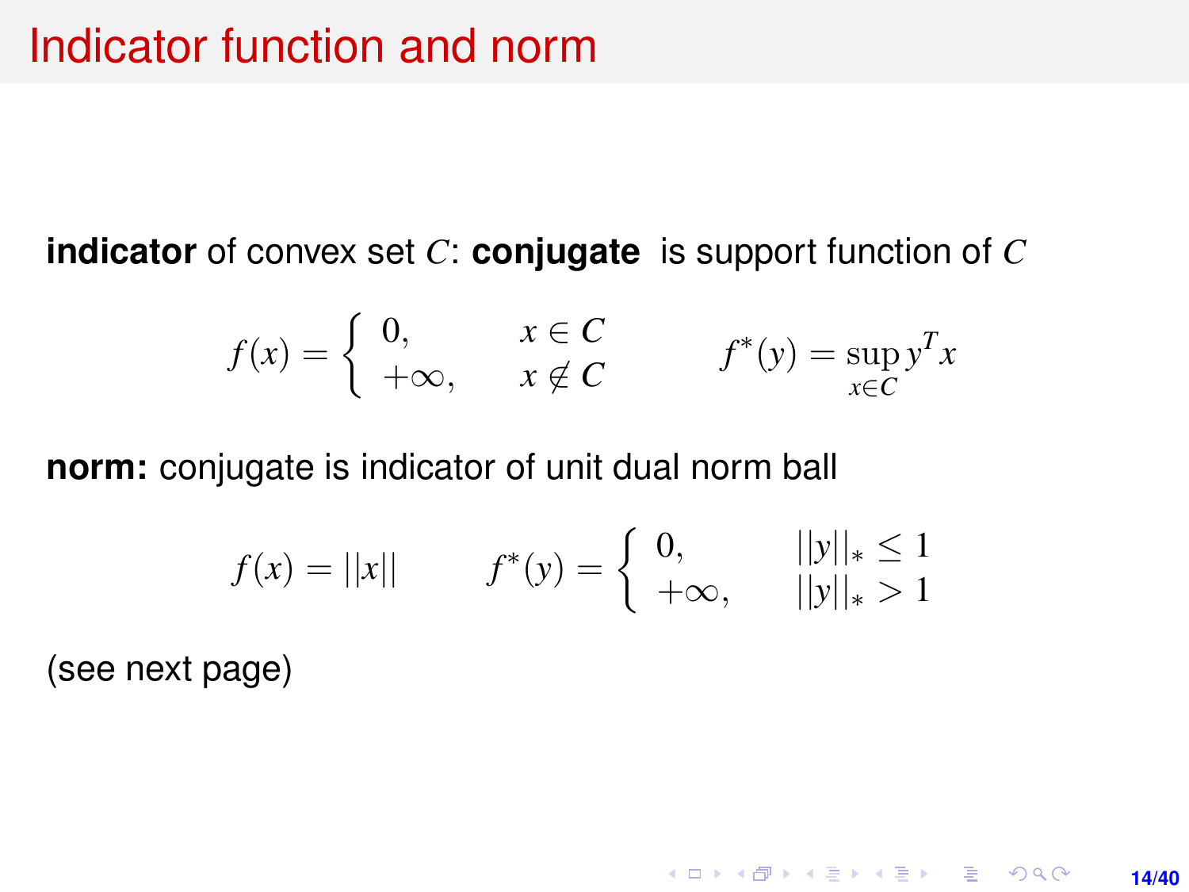# Indicator function and norm

**indicator** of convex set $C$: **conjugate** is support function of $C$

$$f(x) = \begin{cases} 0, & x \in C \\ +\infty, & x \notin C \end{cases} \qquad f^*(y) = \sup_{x \in C} y^T x$$

**norm:** conjugate is indicator of unit dual norm ball

$$f(x) = ||x|| \qquad f^*(y) = \begin{cases} 0, & ||y||_* \leq 1 \\ +\infty, & ||y||_* > 1 \end{cases}$$

(see next page)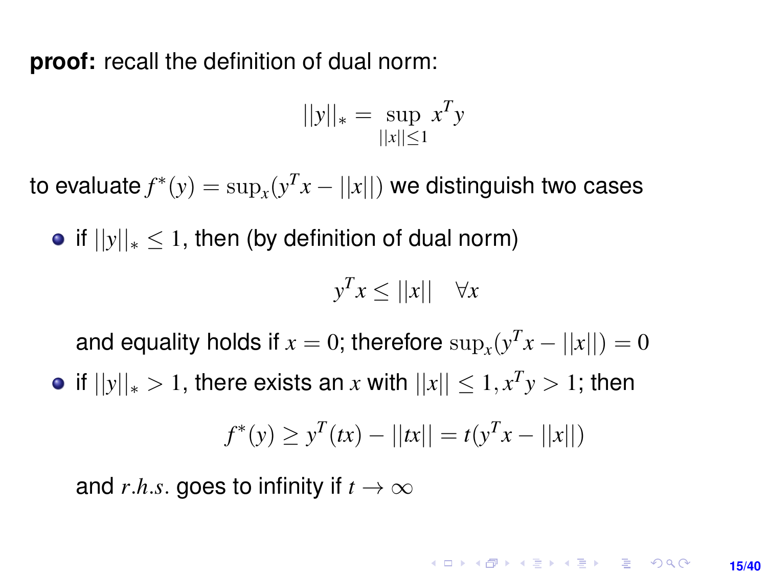**proof:** recall the definition of dual norm:

$$||y||_* = \sup_{||x|| \leq 1} x^T y$$

to evaluate $f^*(y) = \sup_x (y^T x - ||x||)$ we distinguish two cases

- if $||y||_* \leq 1$, then (by definition of dual norm)

$$y^T x \leq ||x|| \quad \forall x$$

  and equality holds if $x = 0$; therefore $\sup_x (y^T x - ||x||) = 0$

- if $||y||_* > 1$, there exists an $x$ with $||x|| \leq 1, x^T y > 1$; then

$$f^*(y) \geq y^T(tx) - ||tx|| = t(y^T x - ||x||)$$

  and $r.h.s.$ goes to infinity if $t \to \infty$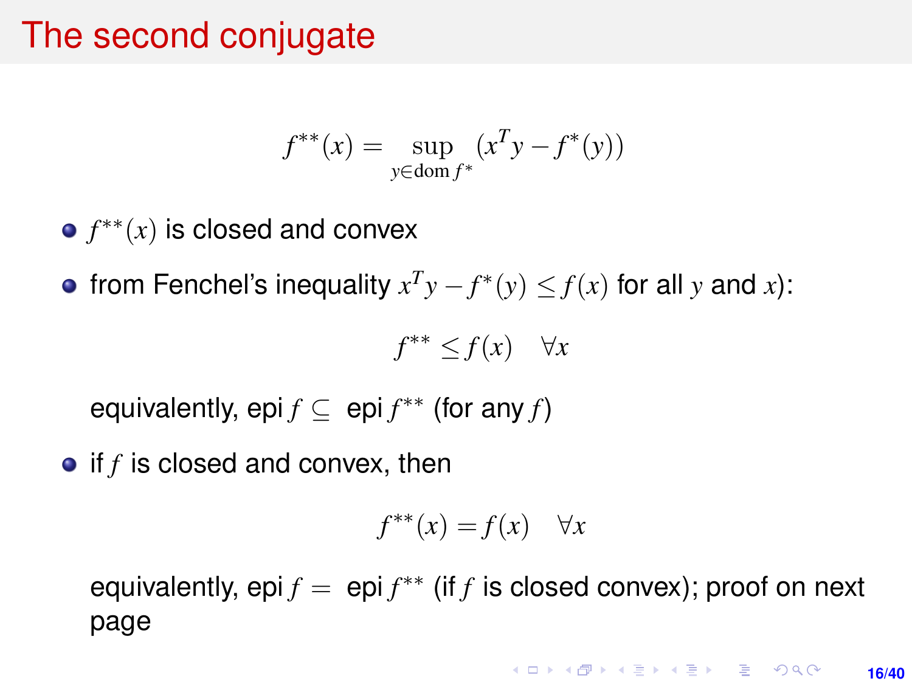# The second conjugate

$$f^{**}(x) = \sup_{y \in \mathrm{dom}\, f^*} (x^T y - f^*(y))$$

- $f^{**}(x)$ is closed and convex
- from Fenchel's inequality $x^T y - f^*(y) \leq f(x)$ for all $y$ and $x$):

  $$f^{**} \leq f(x) \quad \forall x$$

  equivalently, epi $f \subseteq$ epi $f^{**}$ (for any $f$)

- if $f$ is closed and convex, then

  $$f^{**}(x) = f(x) \quad \forall x$$

  equivalently, epi $f =$ epi $f^{**}$ (if $f$ is closed convex); proof on next page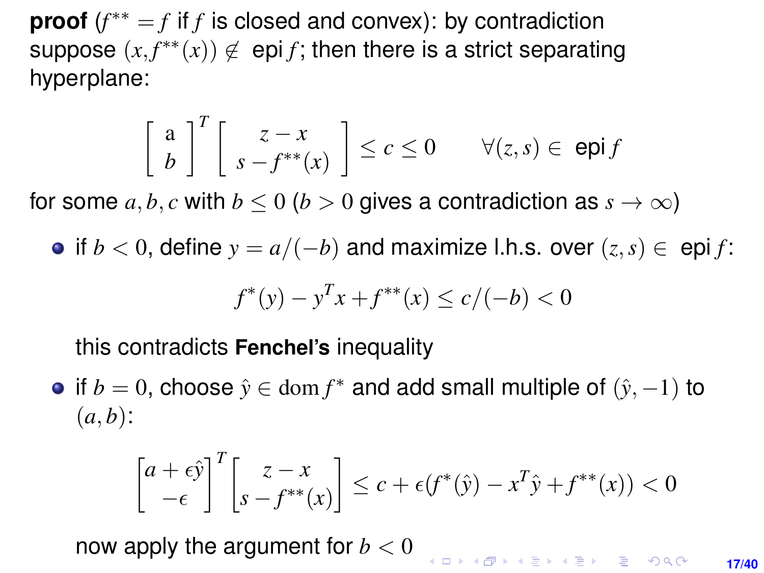**proof** ($f^{**} = f$ if $f$ is closed and convex): by contradiction suppose $(x, f^{**}(x)) \notin \text{epi} f$; then there is a strict separating hyperplane:

$$\begin{bmatrix} a \\ b \end{bmatrix}^T \begin{bmatrix} z - x \\ s - f^{**}(x) \end{bmatrix} \leq c \leq 0 \qquad \forall (z, s) \in \text{ epi} f$$

for some $a, b, c$ with $b \leq 0$ ($b > 0$ gives a contradiction as $s \to \infty$)

- if $b < 0$, define $y = a/(-b)$ and maximize l.h.s. over $(z, s) \in$ epi $f$:

  $$f^*(y) - y^T x + f^{**}(x) \leq c/(-b) < 0$$

  this contradicts **Fenchel's** inequality

- if $b = 0$, choose $\hat{y} \in \text{dom} f^*$ and add small multiple of $(\hat{y}, -1)$ to $(a, b)$:

  $$\begin{bmatrix} a + \epsilon \hat{y} \\ -\epsilon \end{bmatrix}^T \begin{bmatrix} z - x \\ s - f^{**}(x) \end{bmatrix} \leq c + \epsilon (f^*(\hat{y}) - x^T \hat{y} + f^{**}(x)) < 0$$

  now apply the argument for $b < 0$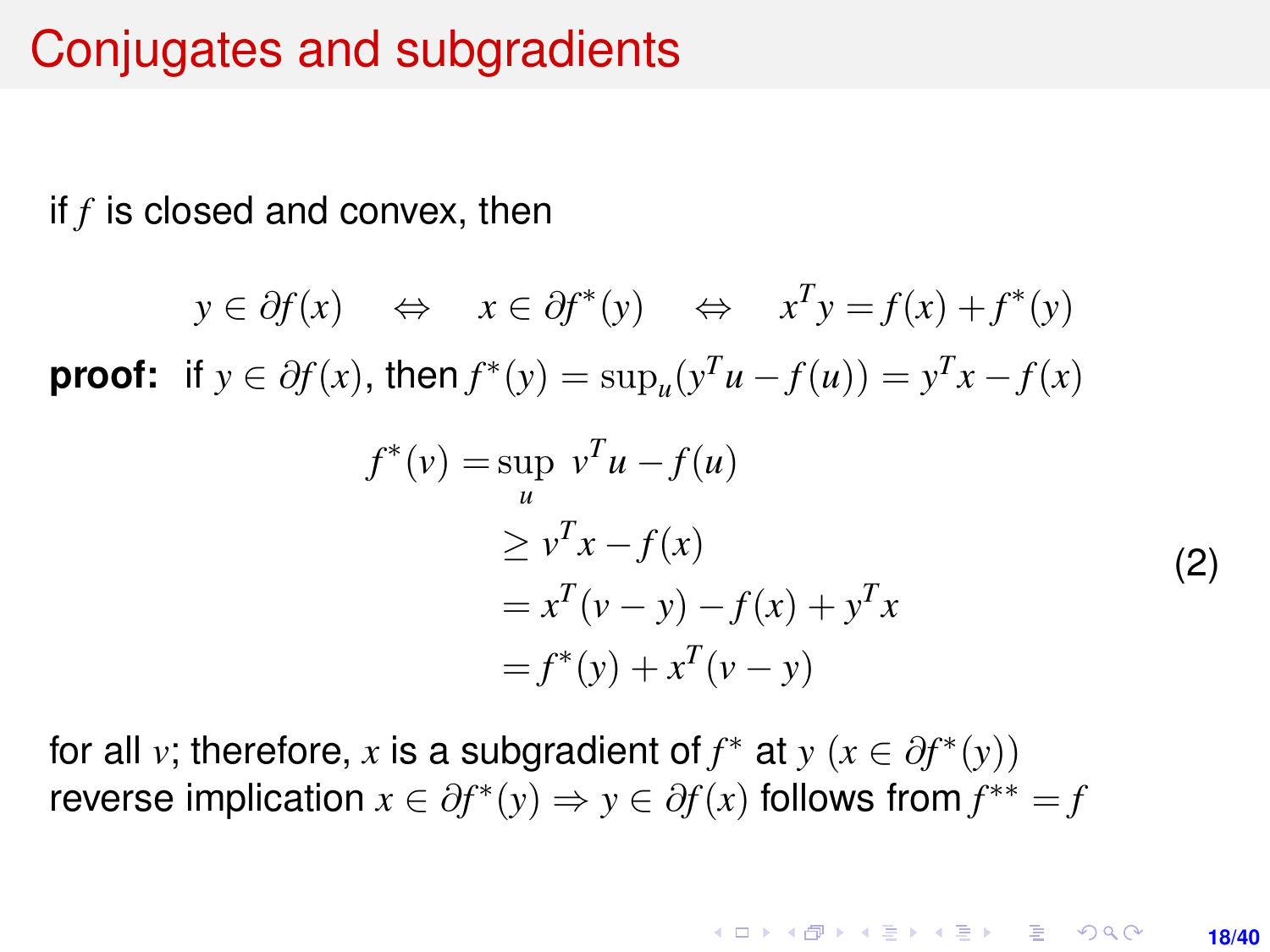# Conjugates and subgradients

if $f$ is closed and convex, then

$$y \in \partial f(x) \quad \Leftrightarrow \quad x \in \partial f^*(y) \quad \Leftrightarrow \quad x^T y = f(x) + f^*(y)$$

**proof:** if $y \in \partial f(x)$, then $f^*(y) = \sup_u (y^T u - f(u)) = y^T x - f(x)$

$$\begin{aligned}
f^*(v) &= \sup_u \; v^T u - f(u) \\
&\geq v^T x - f(x) \\
&= x^T(v - y) - f(x) + y^T x \\
&= f^*(y) + x^T(v - y)
\end{aligned} \tag{2}$$

for all $v$; therefore, $x$ is a subgradient of $f^*$ at $y$ ($x \in \partial f^*(y)$)
reverse implication $x \in \partial f^*(y) \Rightarrow y \in \partial f(x)$ follows from $f^{**} = f$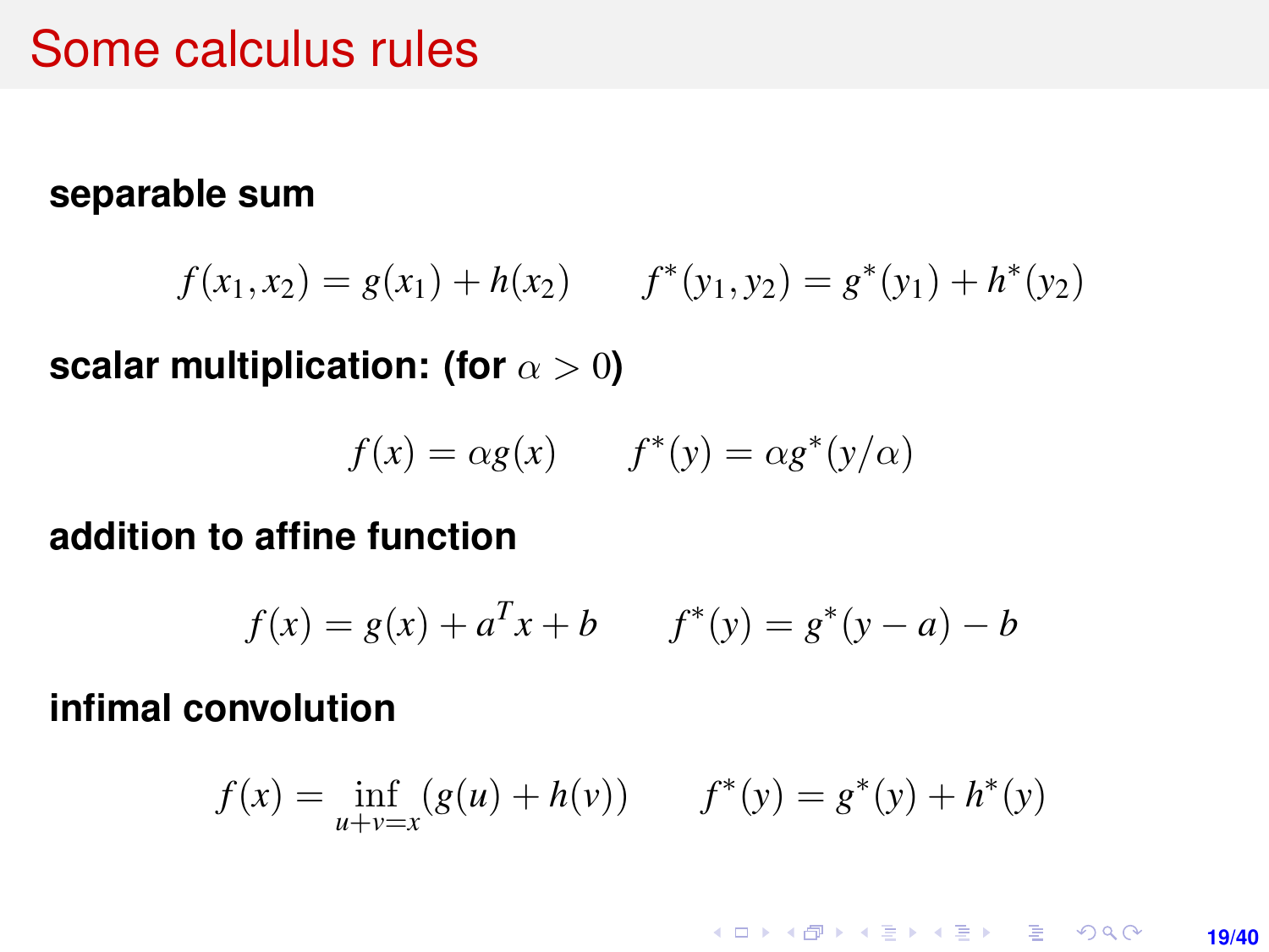# Some calculus rules

**separable sum**

$$f(x_1, x_2) = g(x_1) + h(x_2) \qquad f^*(y_1, y_2) = g^*(y_1) + h^*(y_2)$$

**scalar multiplication: (for $\alpha > 0$)**

$$f(x) = \alpha g(x) \qquad f^*(y) = \alpha g^*(y/\alpha)$$

**addition to affine function**

$$f(x) = g(x) + a^T x + b \qquad f^*(y) = g^*(y - a) - b$$

**infimal convolution**

$$f(x) = \inf_{u+v=x} (g(u) + h(v)) \qquad f^*(y) = g^*(y) + h^*(y)$$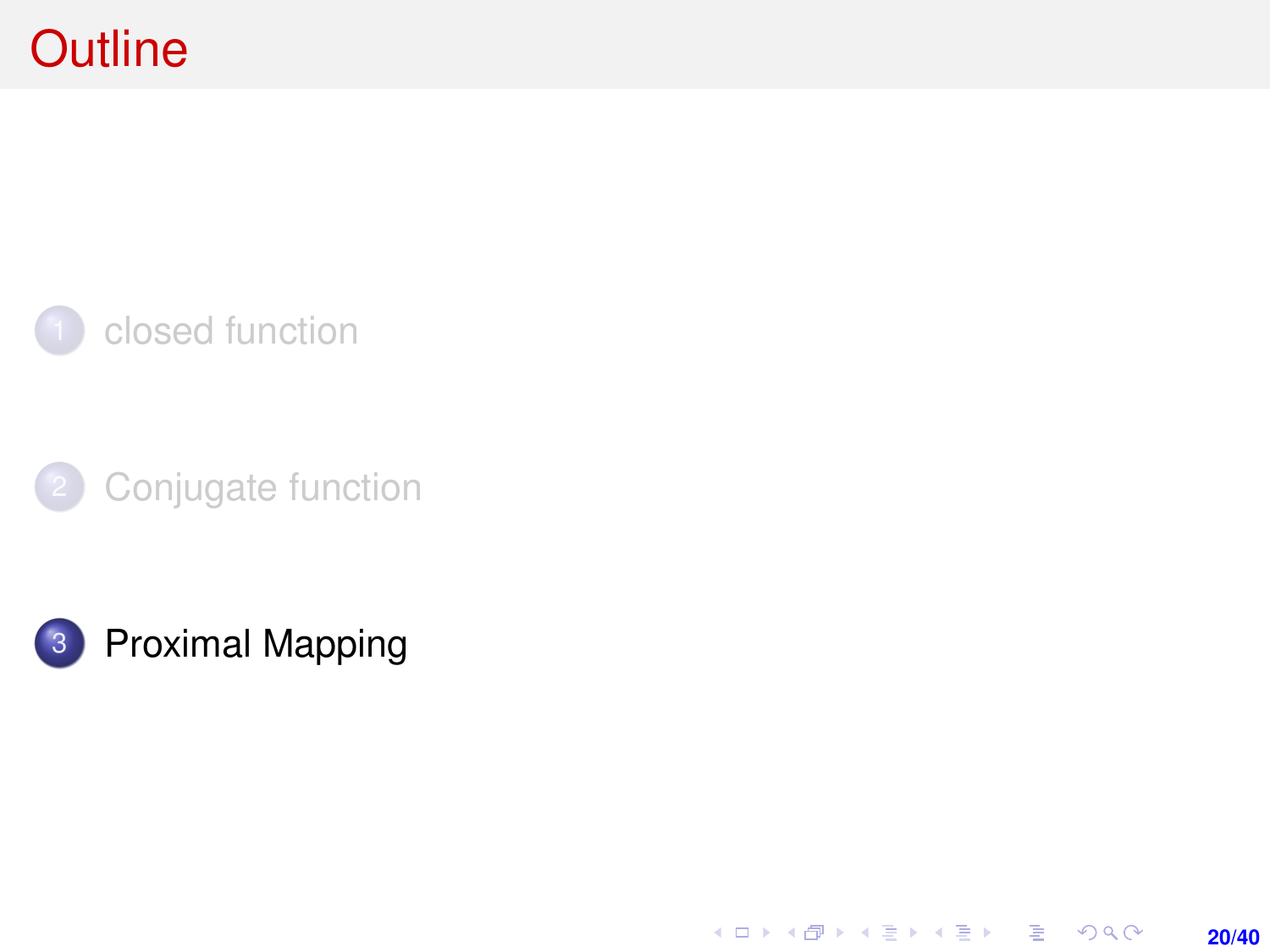# Outline

1. closed function
2. Conjugate function
3. Proximal Mapping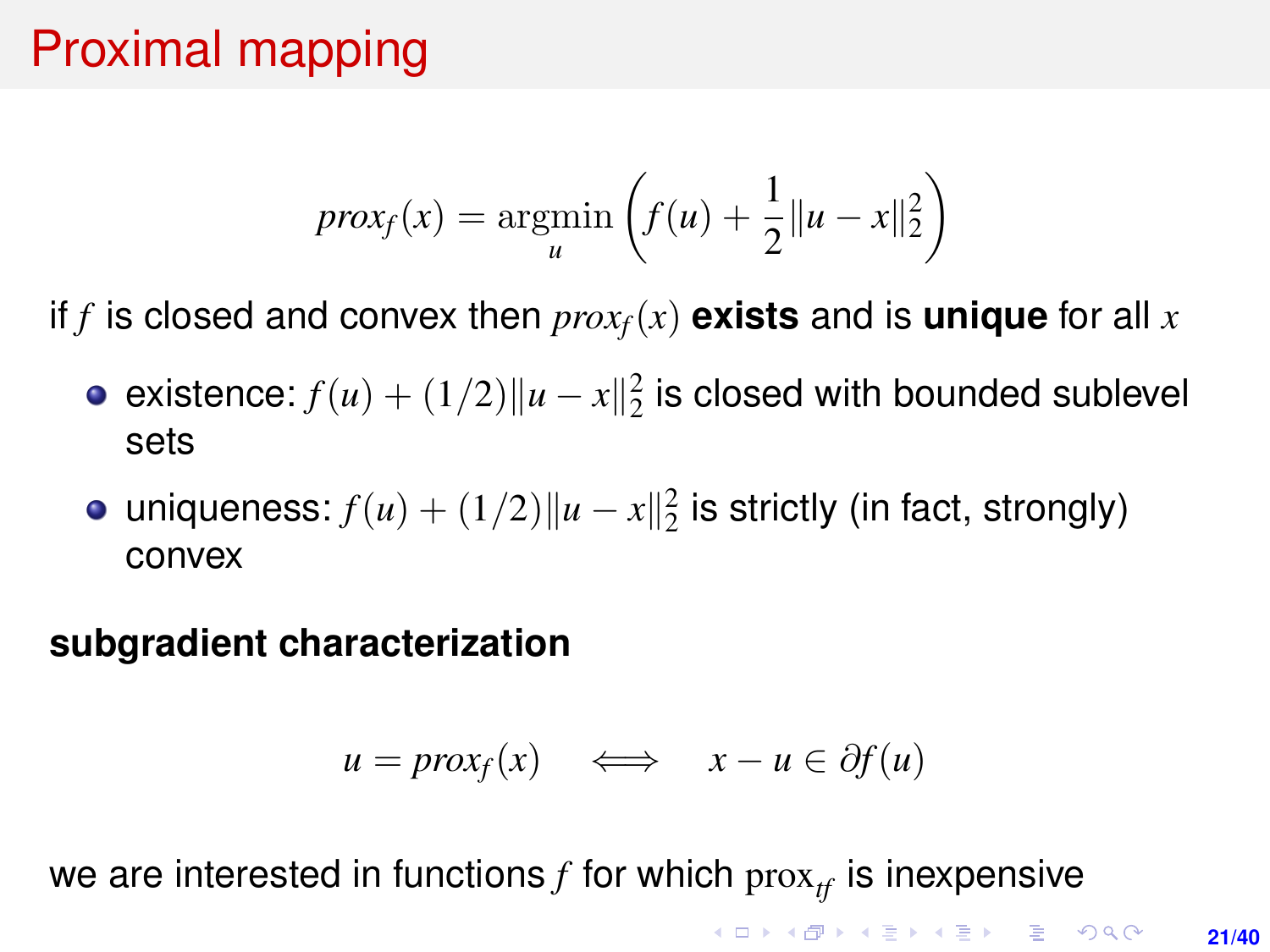# Proximal mapping

$$prox_f(x) = \operatorname*{argmin}_u \left( f(u) + \frac{1}{2}\|u - x\|_2^2 \right)$$

if $f$ is closed and convex then $prox_f(x)$ **exists** and is **unique** for all $x$

- existence: $f(u) + (1/2)\|u - x\|_2^2$ is closed with bounded sublevel sets
- uniqueness: $f(u) + (1/2)\|u - x\|_2^2$ is strictly (in fact, strongly) convex

**subgradient characterization**

$$u = prox_f(x) \quad \Longleftrightarrow \quad x - u \in \partial f(u)$$

we are interested in functions $f$ for which $\mathrm{prox}_{tf}$ is inexpensive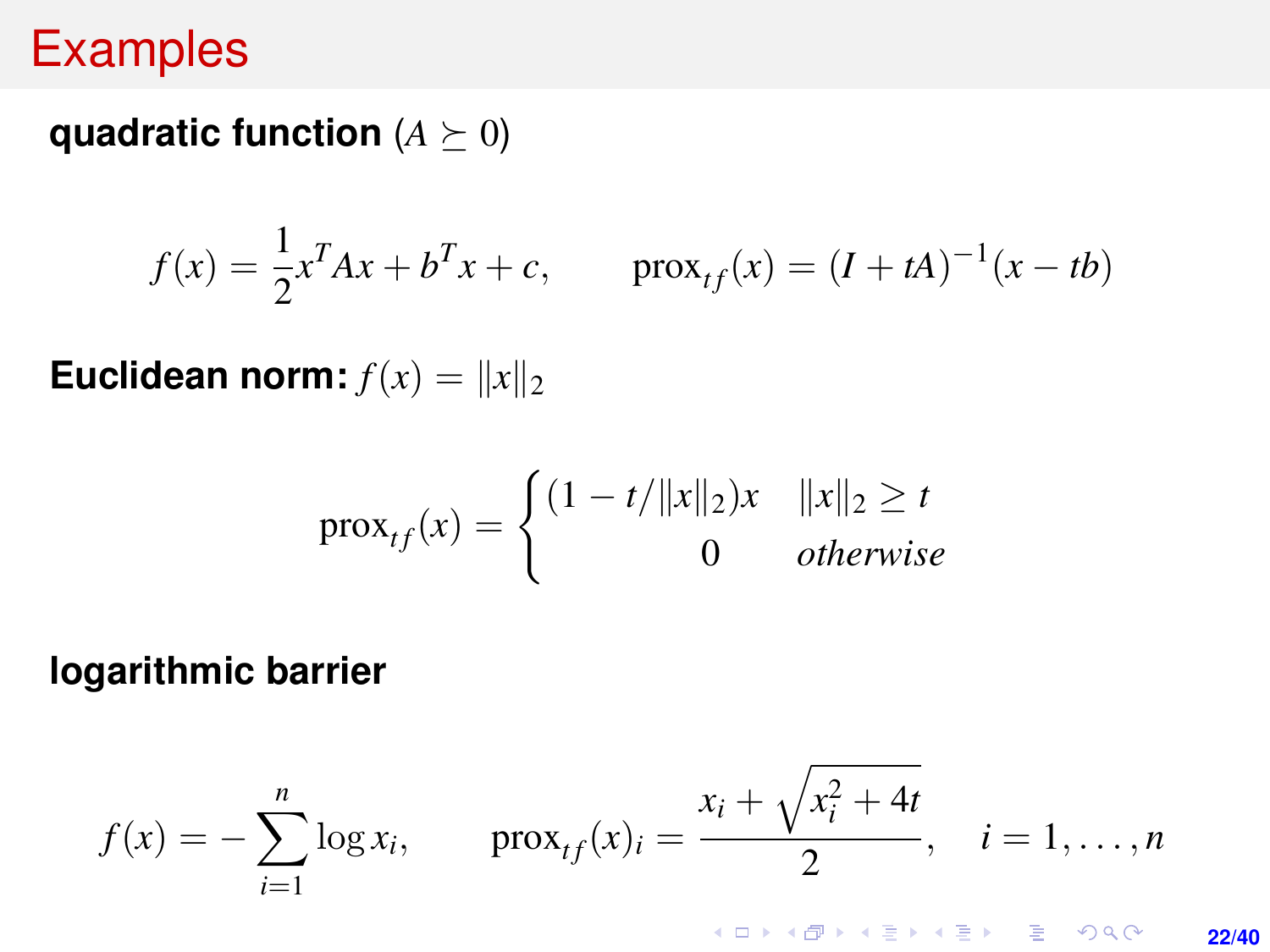# Examples

**quadratic function** ($A \succeq 0$)

$$f(x) = \frac{1}{2}x^T Ax + b^T x + c, \qquad \text{prox}_{tf}(x) = (I + tA)^{-1}(x - tb)$$

**Euclidean norm:** $f(x) = \|x\|_2$

$$\text{prox}_{tf}(x) = \begin{cases} (1 - t/\|x\|_2)x & \|x\|_2 \geq t \\ 0 & \textit{otherwise} \end{cases}$$

**logarithmic barrier**

$$f(x) = -\sum_{i=1}^{n} \log x_i, \qquad \text{prox}_{tf}(x)_i = \frac{x_i + \sqrt{x_i^2 + 4t}}{2}, \quad i = 1, \ldots, n$$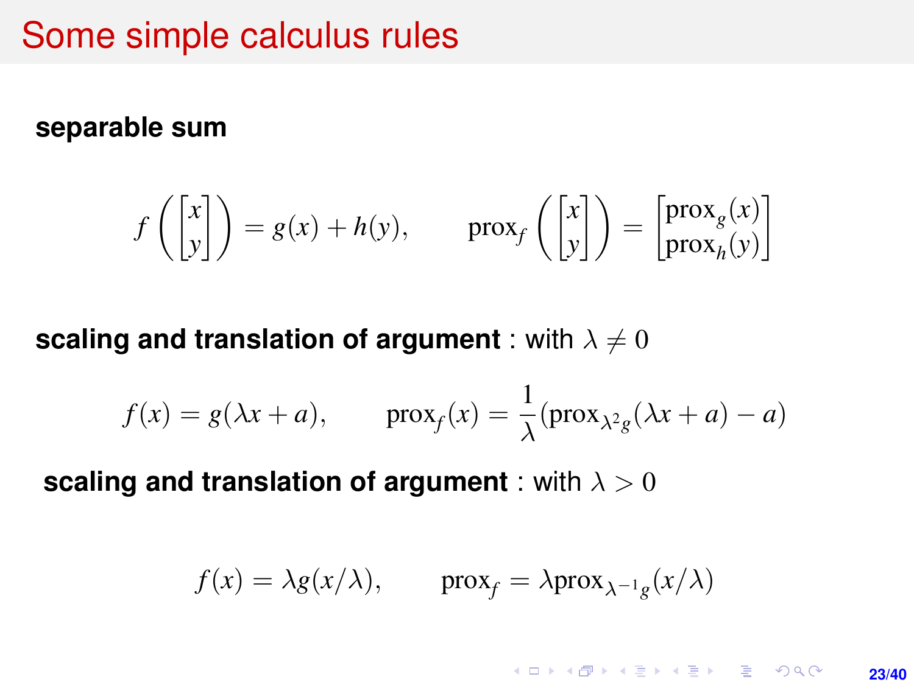# Some simple calculus rules

**separable sum**

$$f\left(\begin{bmatrix} x \\ y \end{bmatrix}\right) = g(x) + h(y), \qquad \text{prox}_f\left(\begin{bmatrix} x \\ y \end{bmatrix}\right) = \begin{bmatrix} \text{prox}_g(x) \\ \text{prox}_h(y) \end{bmatrix}$$

**scaling and translation of argument** : with $\lambda \neq 0$

$$f(x) = g(\lambda x + a), \qquad \text{prox}_f(x) = \frac{1}{\lambda}(\text{prox}_{\lambda^2 g}(\lambda x + a) - a)$$

**scaling and translation of argument** : with $\lambda > 0$

$$f(x) = \lambda g(x/\lambda), \qquad \text{prox}_f = \lambda \text{prox}_{\lambda^{-1} g}(x/\lambda)$$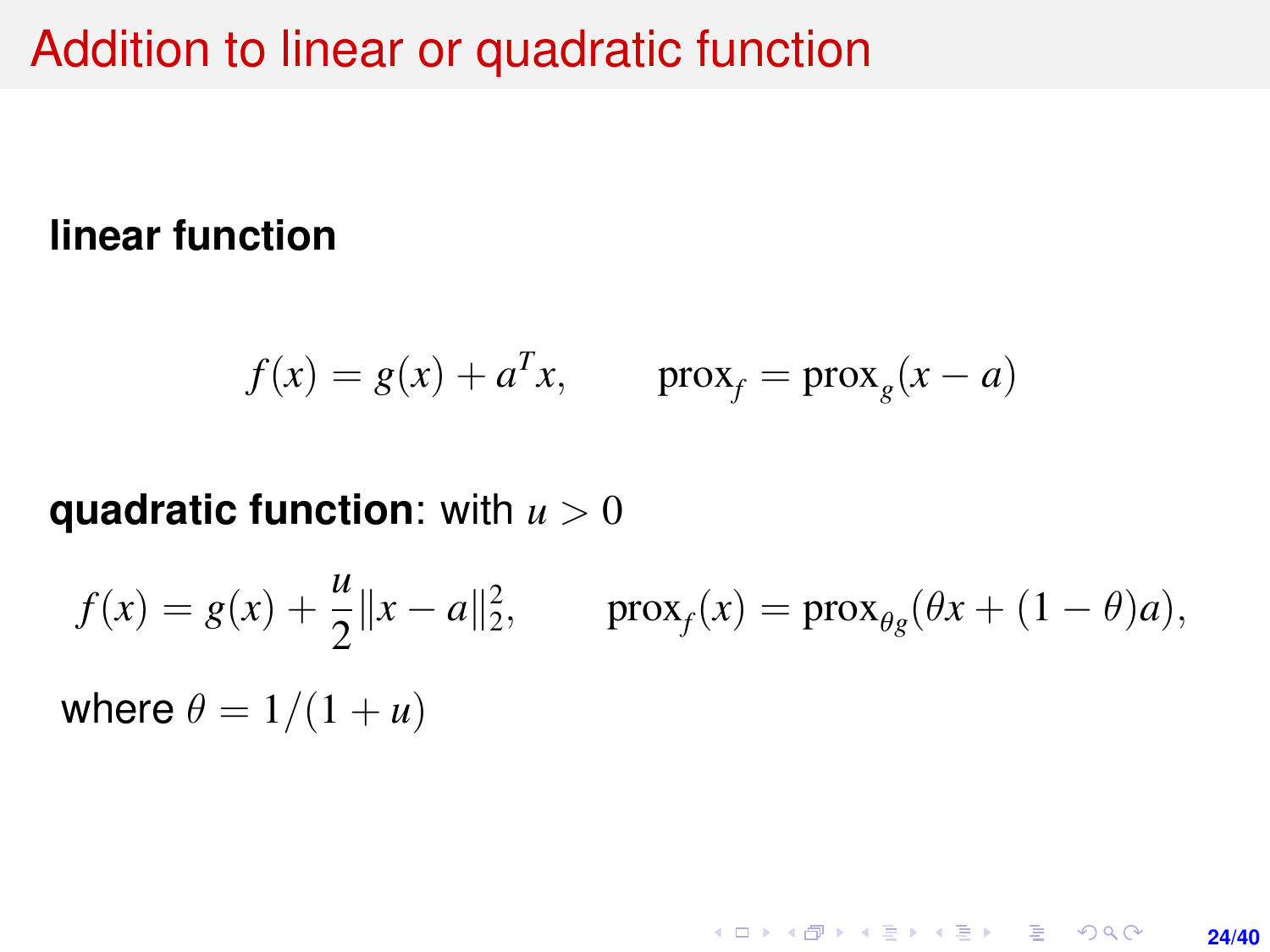# Addition to linear or quadratic function

**linear function**

$$f(x) = g(x) + a^T x, \qquad \operatorname{prox}_f = \operatorname{prox}_g(x - a)$$

**quadratic function**: with $u > 0$

$$f(x) = g(x) + \frac{u}{2}\|x - a\|_2^2, \qquad \operatorname{prox}_f(x) = \operatorname{prox}_{\theta g}(\theta x + (1-\theta)a),$$

where $\theta = 1/(1+u)$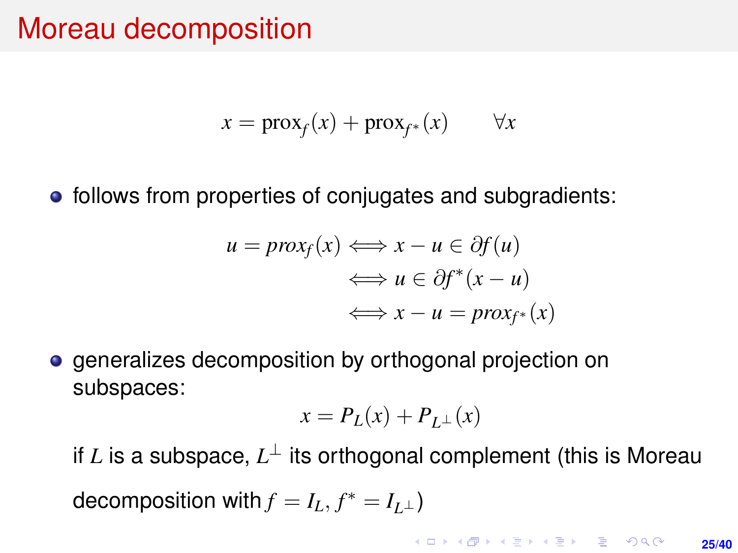# Moreau decomposition

$$x = \text{prox}_f(x) + \text{prox}_{f^*}(x) \qquad \forall x$$

- follows from properties of conjugates and subgradients:

$$\begin{aligned} u = prox_f(x) &\iff x - u \in \partial f(u) \\ &\iff u \in \partial f^*(x - u) \\ &\iff x - u = prox_{f^*}(x) \end{aligned}$$

- generalizes decomposition by orthogonal projection on subspaces:

$$x = P_L(x) + P_{L^\perp}(x)$$

  if $L$ is a subspace, $L^\perp$ its orthogonal complement (this is Moreau decomposition with $f = I_L$, $f^* = I_{L^\perp}$)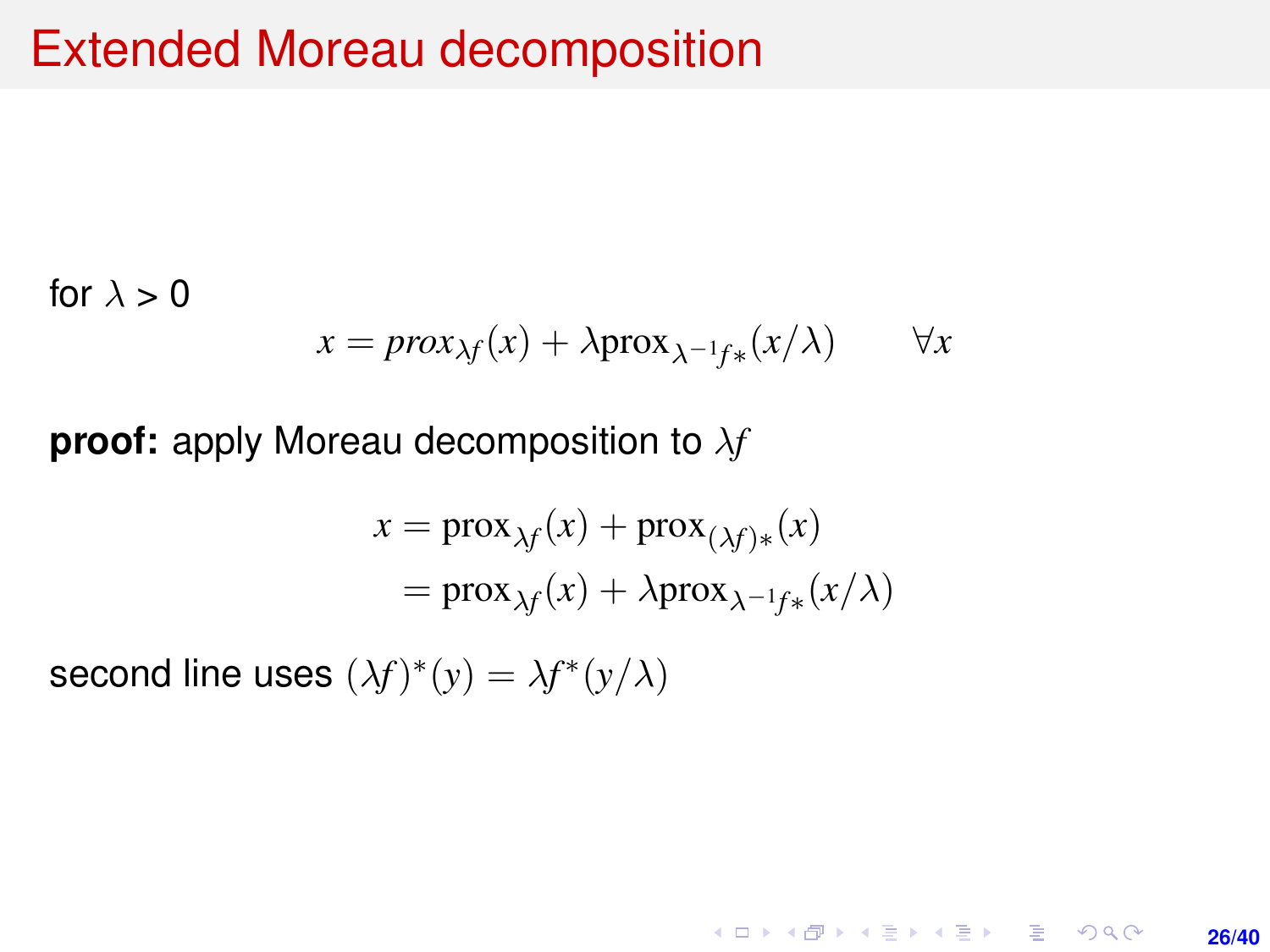# Extended Moreau decomposition

for $\lambda > 0$

$$x = prox_{\lambda f}(x) + \lambda \text{prox}_{\lambda^{-1} f*}(x/\lambda) \qquad \forall x$$

**proof:** apply Moreau decomposition to $\lambda f$

$$\begin{aligned} x &= \text{prox}_{\lambda f}(x) + \text{prox}_{(\lambda f)*}(x) \\ &= \text{prox}_{\lambda f}(x) + \lambda \text{prox}_{\lambda^{-1} f*}(x/\lambda) \end{aligned}$$

second line uses $(\lambda f)^*(y) = \lambda f^*(y/\lambda)$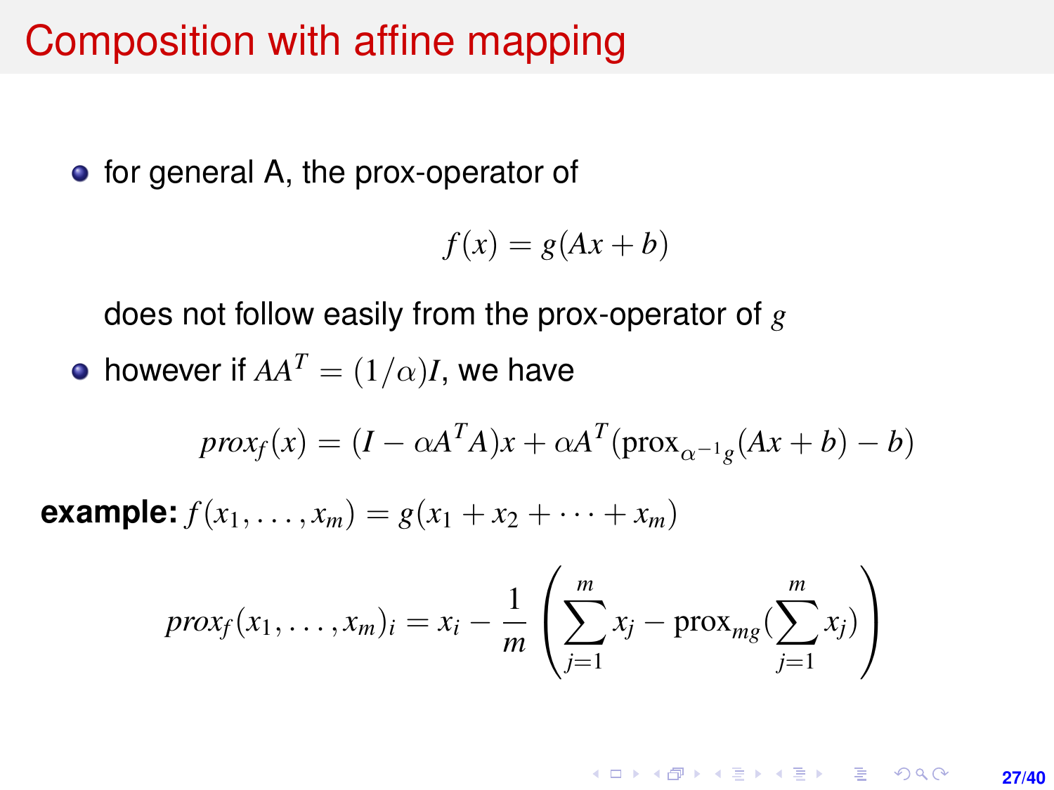# Composition with affine mapping

- for general A, the prox-operator of

$$f(x) = g(Ax + b)$$

  does not follow easily from the prox-operator of $g$

- however if $AA^T = (1/\alpha)I$, we have

$$prox_f(x) = (I - \alpha A^T A)x + \alpha A^T(\text{prox}_{\alpha^{-1}g}(Ax + b) - b)$$

**example:** $f(x_1, \ldots, x_m) = g(x_1 + x_2 + \cdots + x_m)$

$$prox_f(x_1, \ldots, x_m)_i = x_i - \frac{1}{m}\left(\sum_{j=1}^{m} x_j - \text{prox}_{mg}(\sum_{j=1}^{m} x_j)\right)$$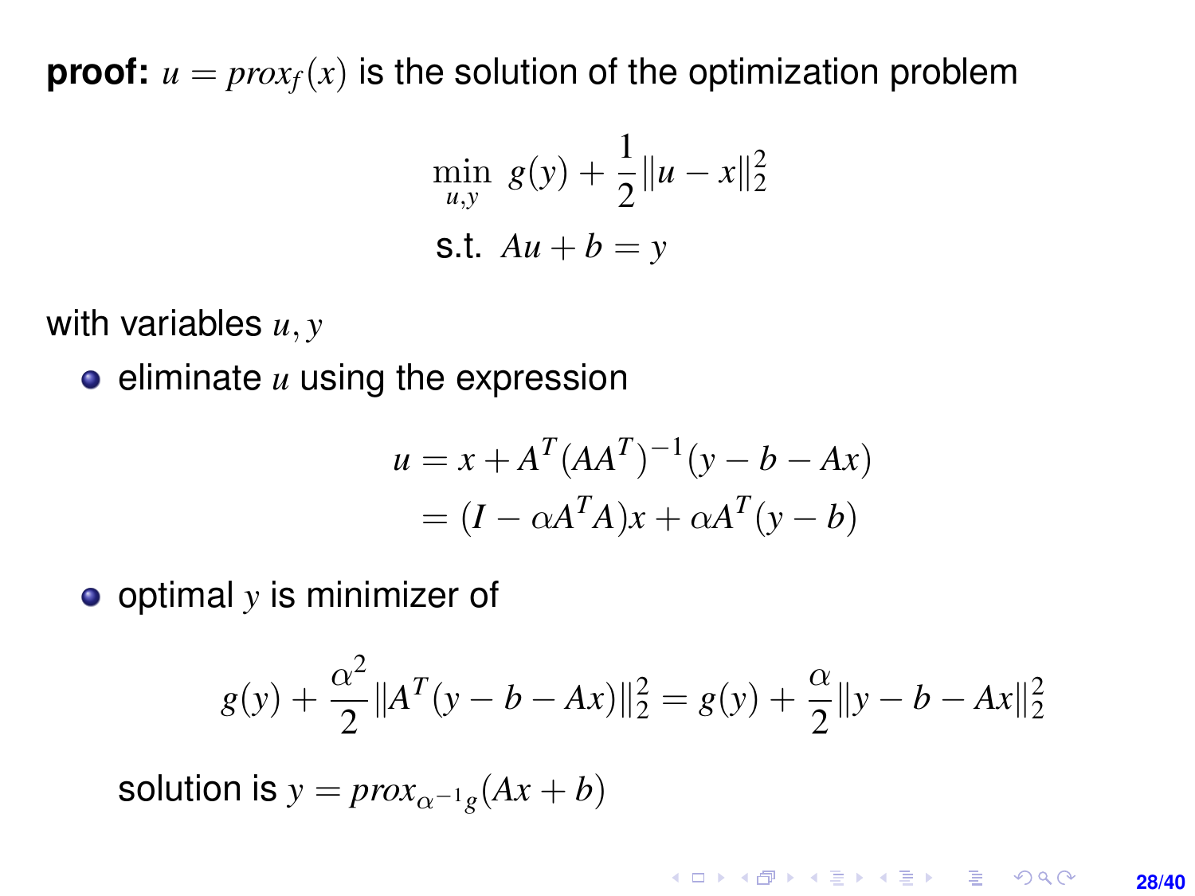**proof:** $u = prox_f(x)$ is the solution of the optimization problem

$$
\begin{aligned}
\min_{u,y} \;\; & g(y) + \frac{1}{2}\|u - x\|_2^2 \\
\text{s.t.} \;\; & Au + b = y
\end{aligned}
$$

with variables $u, y$

- eliminate $u$ using the expression

$$
\begin{aligned}
u &= x + A^T(AA^T)^{-1}(y - b - Ax) \\
&= (I - \alpha A^T A)x + \alpha A^T(y - b)
\end{aligned}
$$

- optimal $y$ is minimizer of

$$
g(y) + \frac{\alpha^2}{2}\|A^T(y - b - Ax)\|_2^2 = g(y) + \frac{\alpha}{2}\|y - b - Ax\|_2^2
$$

  solution is $y = prox_{\alpha^{-1}g}(Ax + b)$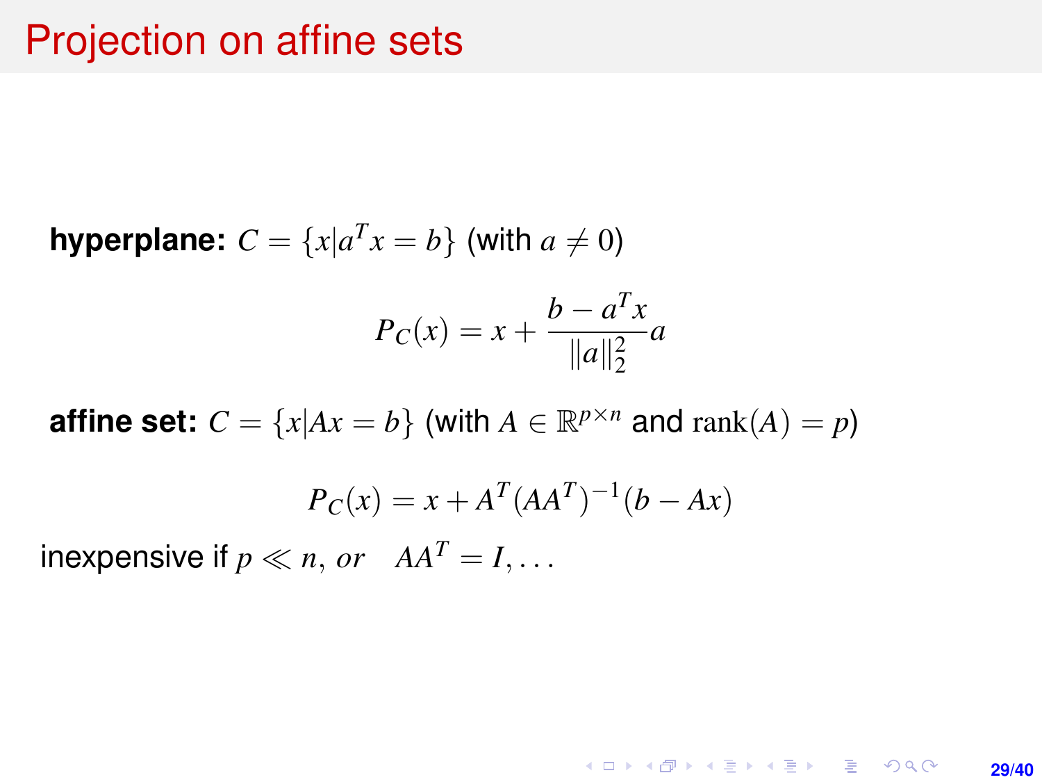# Projection on affine sets

**hyperplane:** $C = \{x | a^T x = b\}$ (with $a \neq 0$)

$$P_C(x) = x + \frac{b - a^T x}{\|a\|_2^2} a$$

**affine set:** $C = \{x | Ax = b\}$ (with $A \in \mathbb{R}^{p \times n}$ and $\text{rank}(A) = p$)

$$P_C(x) = x + A^T (AA^T)^{-1} (b - Ax)$$

inexpensive if $p \ll n$, *or* $\quad AA^T = I, \ldots$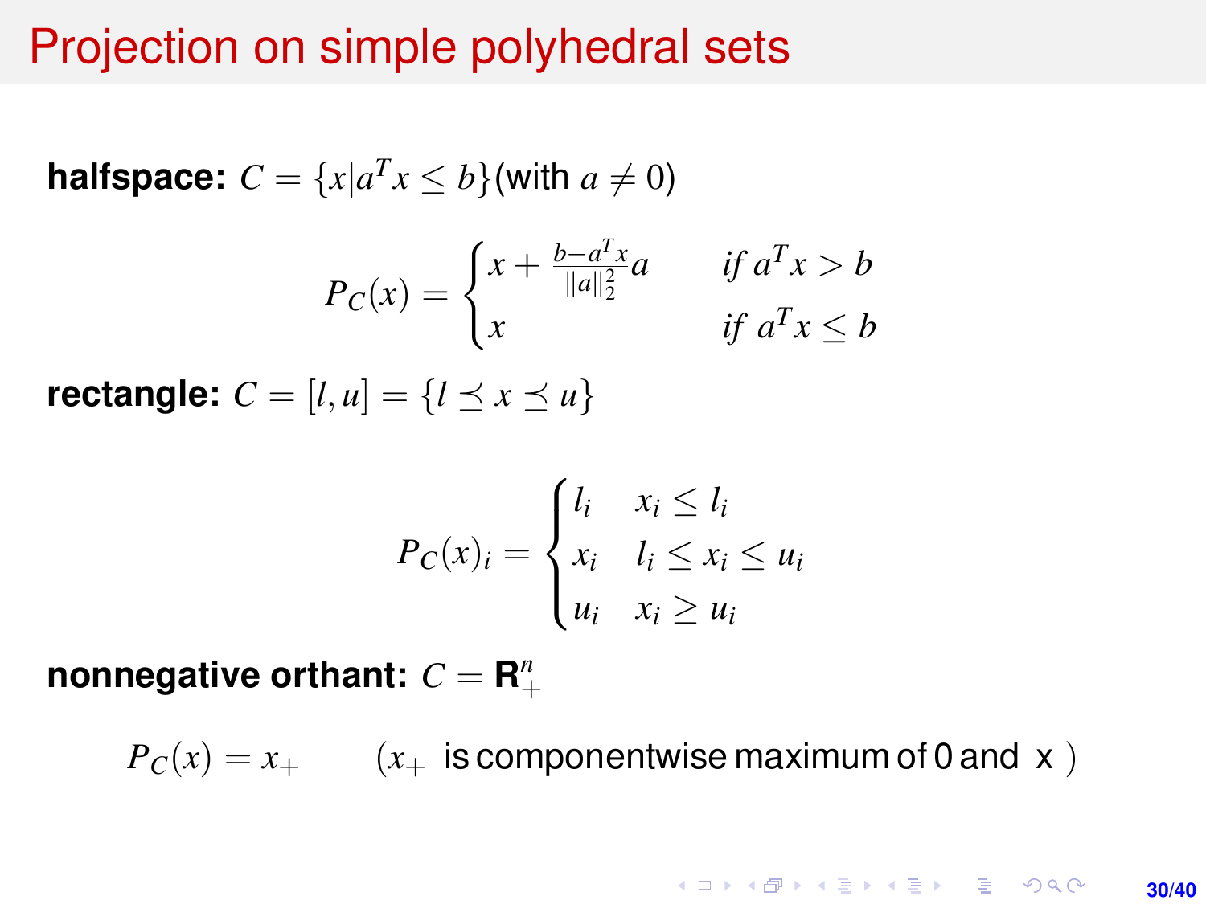# Projection on simple polyhedral sets

**halfspace:** $C = \{x | a^T x \leq b\}$(with $a \neq 0$)

$$P_C(x) = \begin{cases} x + \frac{b - a^T x}{\|a\|_2^2} a & \text{if } a^T x > b \\ x & \text{if } a^T x \leq b \end{cases}$$

**rectangle:** $C = [l, u] = \{l \preceq x \preceq u\}$

$$P_C(x)_i = \begin{cases} l_i & x_i \leq l_i \\ x_i & l_i \leq x_i \leq u_i \\ u_i & x_i \geq u_i \end{cases}$$

**nonnegative orthant:** $C = \mathbf{R}_+^n$

$$P_C(x) = x_+ \qquad (x_+ \text{ is componentwise maximum of 0 and } x)$$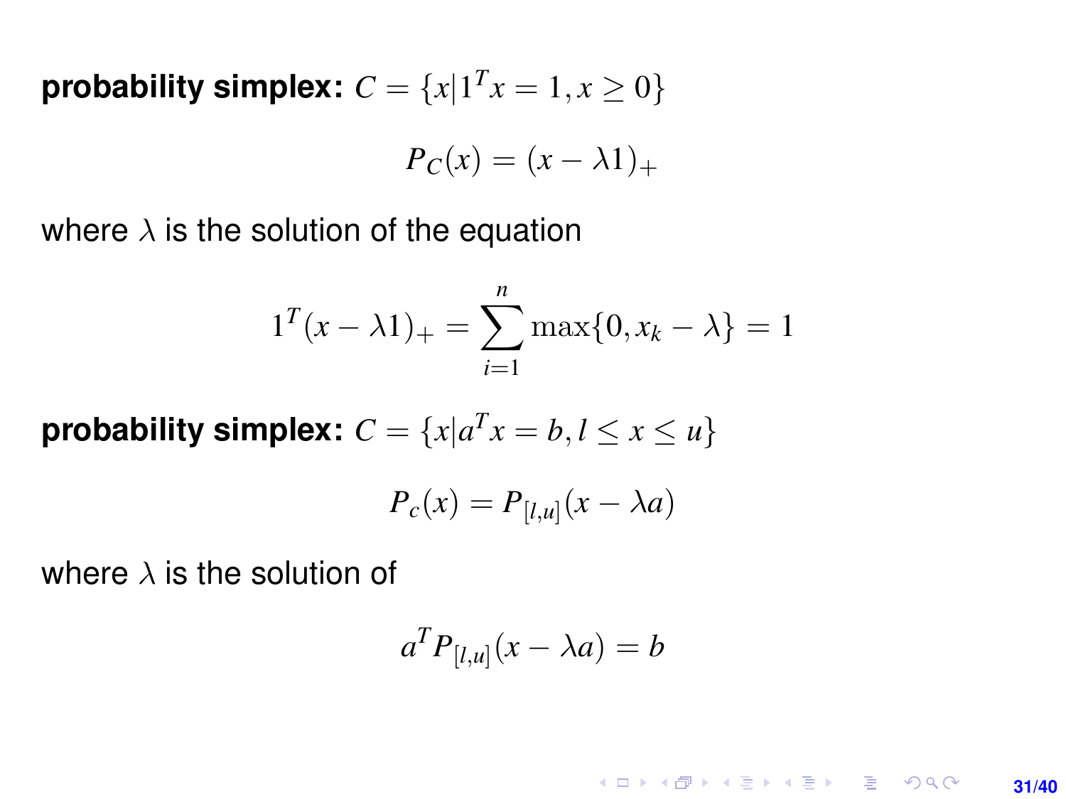**probability simplex:** $C = \{x | 1^T x = 1, x \geq 0\}$

$$P_C(x) = (x - \lambda 1)_+$$

where $\lambda$ is the solution of the equation

$$1^T(x - \lambda 1)_+ = \sum_{i=1}^{n} \max\{0, x_k - \lambda\} = 1$$

**probability simplex:** $C = \{x | a^T x = b, l \leq x \leq u\}$

$$P_c(x) = P_{[l,u]}(x - \lambda a)$$

where $\lambda$ is the solution of

$$a^T P_{[l,u]}(x - \lambda a) = b$$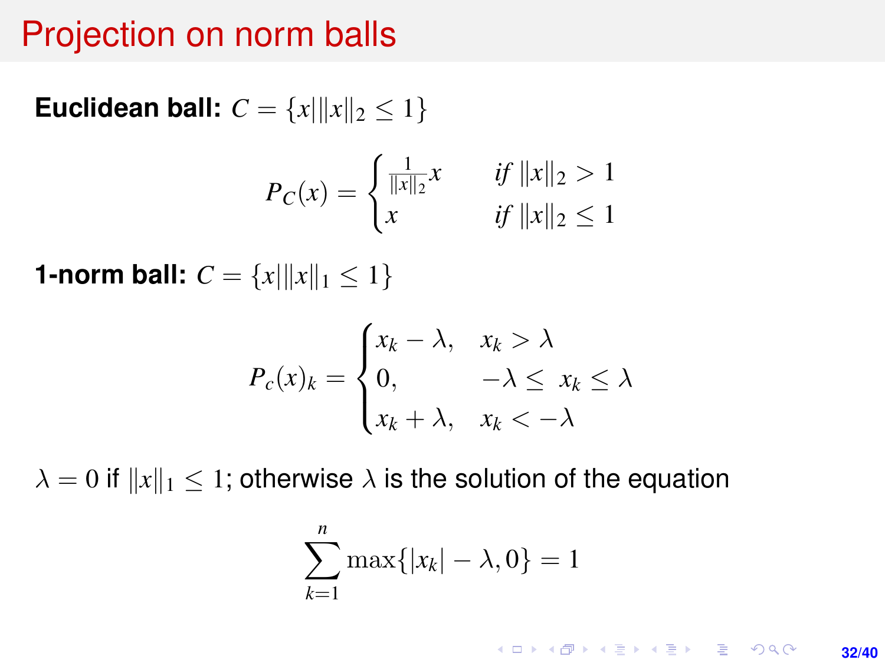# Projection on norm balls

**Euclidean ball:** $C = \{x | \|x\|_2 \leq 1\}$

$$P_C(x) = \begin{cases} \frac{1}{\|x\|_2} x & \textit{if } \|x\|_2 > 1 \\ x & \textit{if } \|x\|_2 \leq 1 \end{cases}$$

**1-norm ball:** $C = \{x | \|x\|_1 \leq 1\}$

$$P_c(x)_k = \begin{cases} x_k - \lambda, & x_k > \lambda \\ 0, & -\lambda \leq x_k \leq \lambda \\ x_k + \lambda, & x_k < -\lambda \end{cases}$$

$\lambda = 0$ if $\|x\|_1 \leq 1$; otherwise $\lambda$ is the solution of the equation

$$\sum_{k=1}^{n} \max\{|x_k| - \lambda, 0\} = 1$$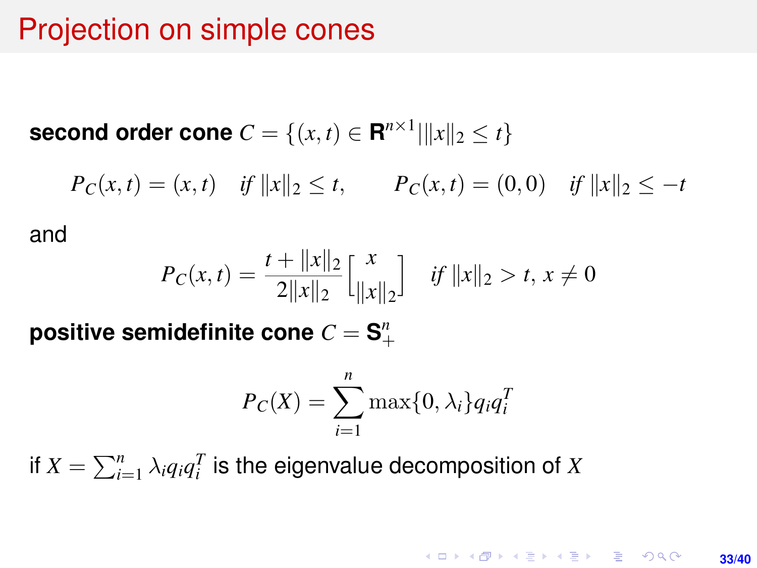# Projection on simple cones

**second order cone** $C = \{(x, t) \in \mathbf{R}^{n \times 1} | \|x\|_2 \le t\}$

$$P_C(x,t) = (x,t) \quad \textit{if } \|x\|_2 \le t, \qquad P_C(x,t) = (0,0) \quad \textit{if } \|x\|_2 \le -t$$

and

$$P_C(x,t) = \frac{t + \|x\|_2}{2\|x\|_2} \begin{bmatrix} x \\ \|x\|_2 \end{bmatrix} \quad \textit{if } \|x\|_2 > t,\ x \ne 0$$

**positive semidefinite cone** $C = \mathbf{S}^n_+$

$$P_C(X) = \sum_{i=1}^{n} \max\{0, \lambda_i\} q_i q_i^T$$

if $X = \sum_{i=1}^{n} \lambda_i q_i q_i^T$ is the eigenvalue decomposition of $X$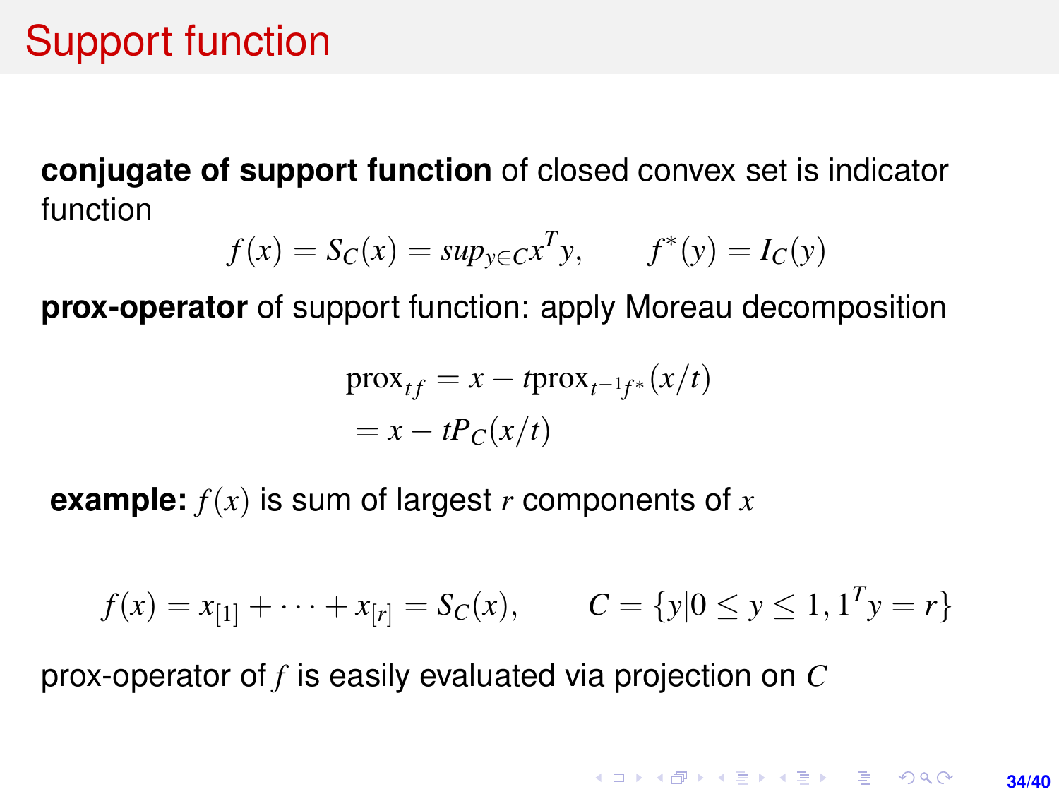# Support function

**conjugate of support function** of closed convex set is indicator function

$$f(x) = S_C(x) = sup_{y \in C} x^T y, \qquad f^*(y) = I_C(y)$$

**prox-operator** of support function: apply Moreau decomposition

$$\begin{aligned}\text{prox}_{tf} &= x - t\text{prox}_{t^{-1}f^*}(x/t) \\ &= x - tP_C(x/t)\end{aligned}$$

**example:** $f(x)$ is sum of largest $r$ components of $x$

$$f(x) = x_{[1]} + \cdots + x_{[r]} = S_C(x), \qquad C = \{y | 0 \le y \le 1, 1^T y = r\}$$

prox-operator of $f$ is easily evaluated via projection on $C$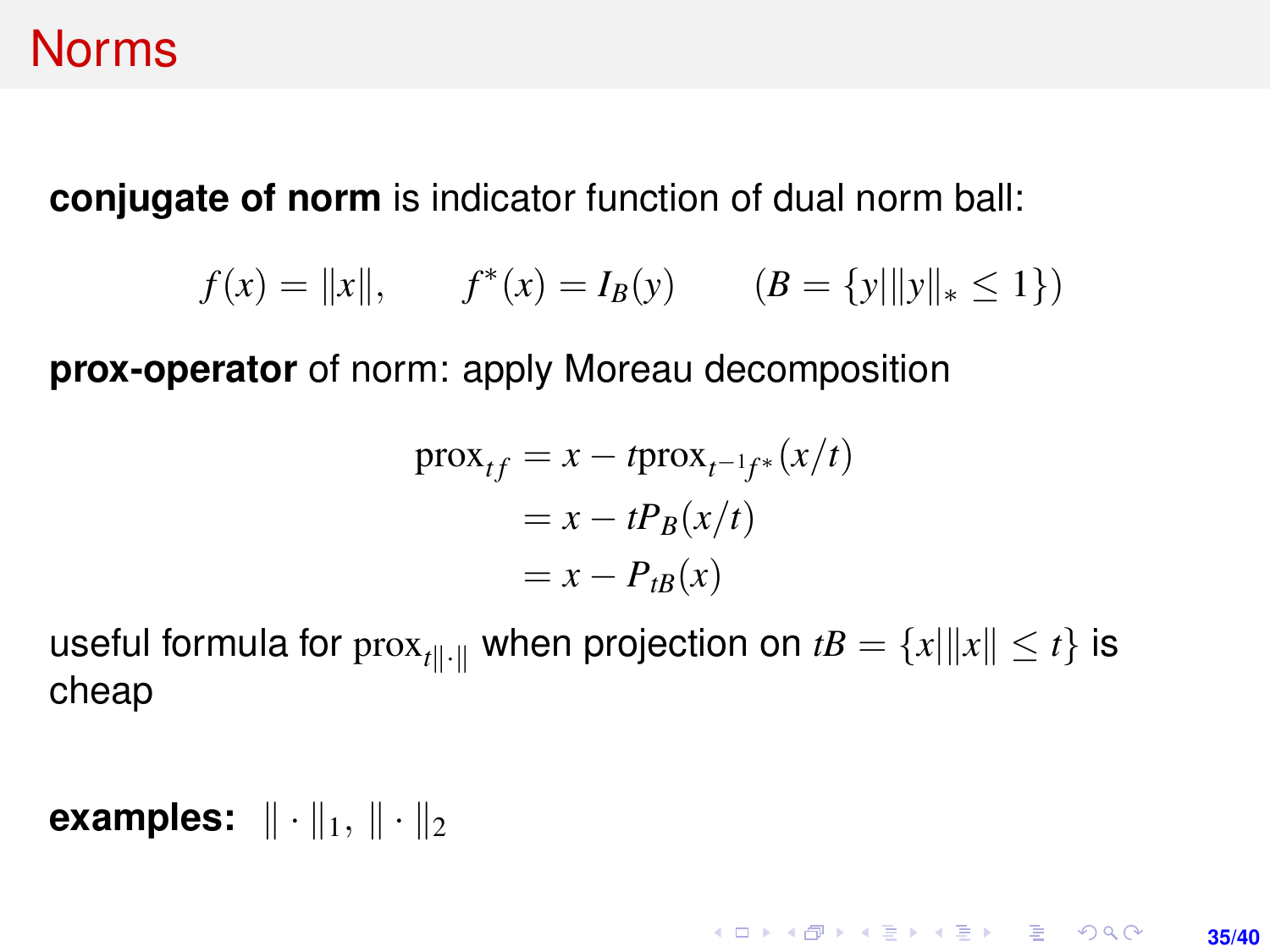# Norms

**conjugate of norm** is indicator function of dual norm ball:

$$f(x) = \|x\|, \qquad f^*(x) = I_B(y) \qquad (B = \{y \mid \|y\|_* \leq 1\})$$

**prox-operator** of norm: apply Moreau decomposition

$$\begin{aligned}
\mathrm{prox}_{tf} &= x - t\mathrm{prox}_{t^{-1}f^*}(x/t) \\
&= x - tP_B(x/t) \\
&= x - P_{tB}(x)
\end{aligned}$$

useful formula for $\mathrm{prox}_{t\|\cdot\|}$ when projection on $tB = \{x \mid \|x\| \leq t\}$ is cheap

**examples:** $\|\cdot\|_1$, $\|\cdot\|_2$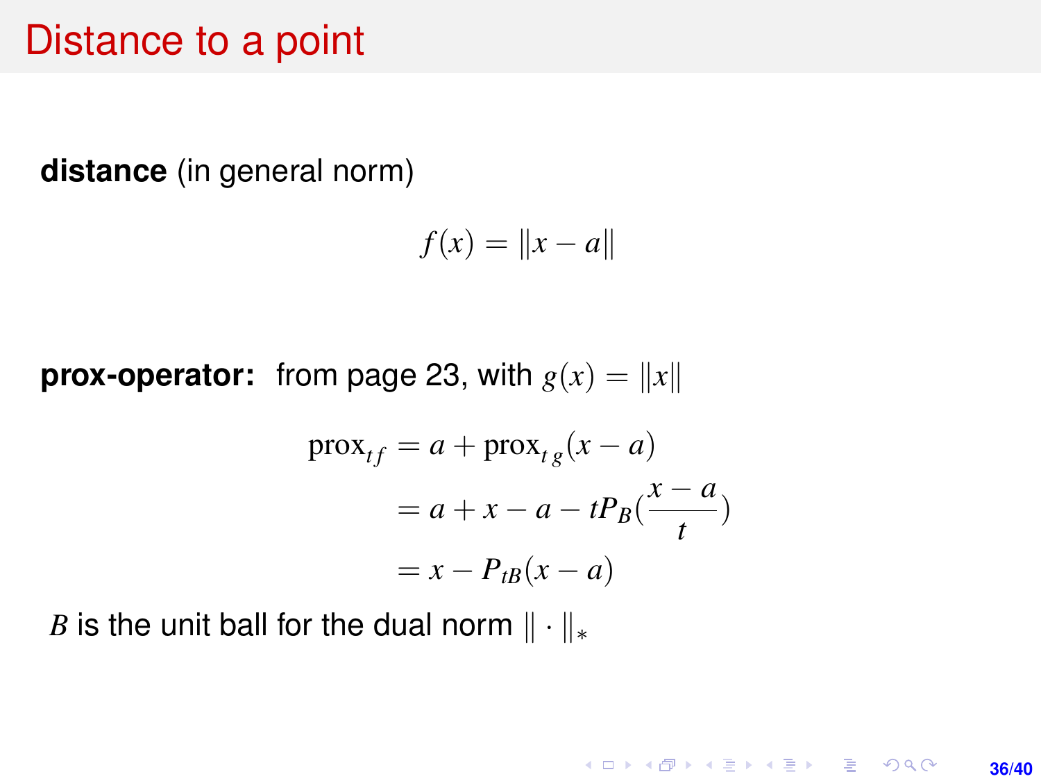# Distance to a point

**distance** (in general norm)

$$f(x) = \|x - a\|$$

**prox-operator:** from page 23, with $g(x) = \|x\|$

$$\begin{aligned}
\mathrm{prox}_{tf} &= a + \mathrm{prox}_{t\,g}(x - a) \\
&= a + x - a - tP_B(\frac{x - a}{t}) \\
&= x - P_{tB}(x - a)
\end{aligned}$$

$B$ is the unit ball for the dual norm $\|\cdot\|_*$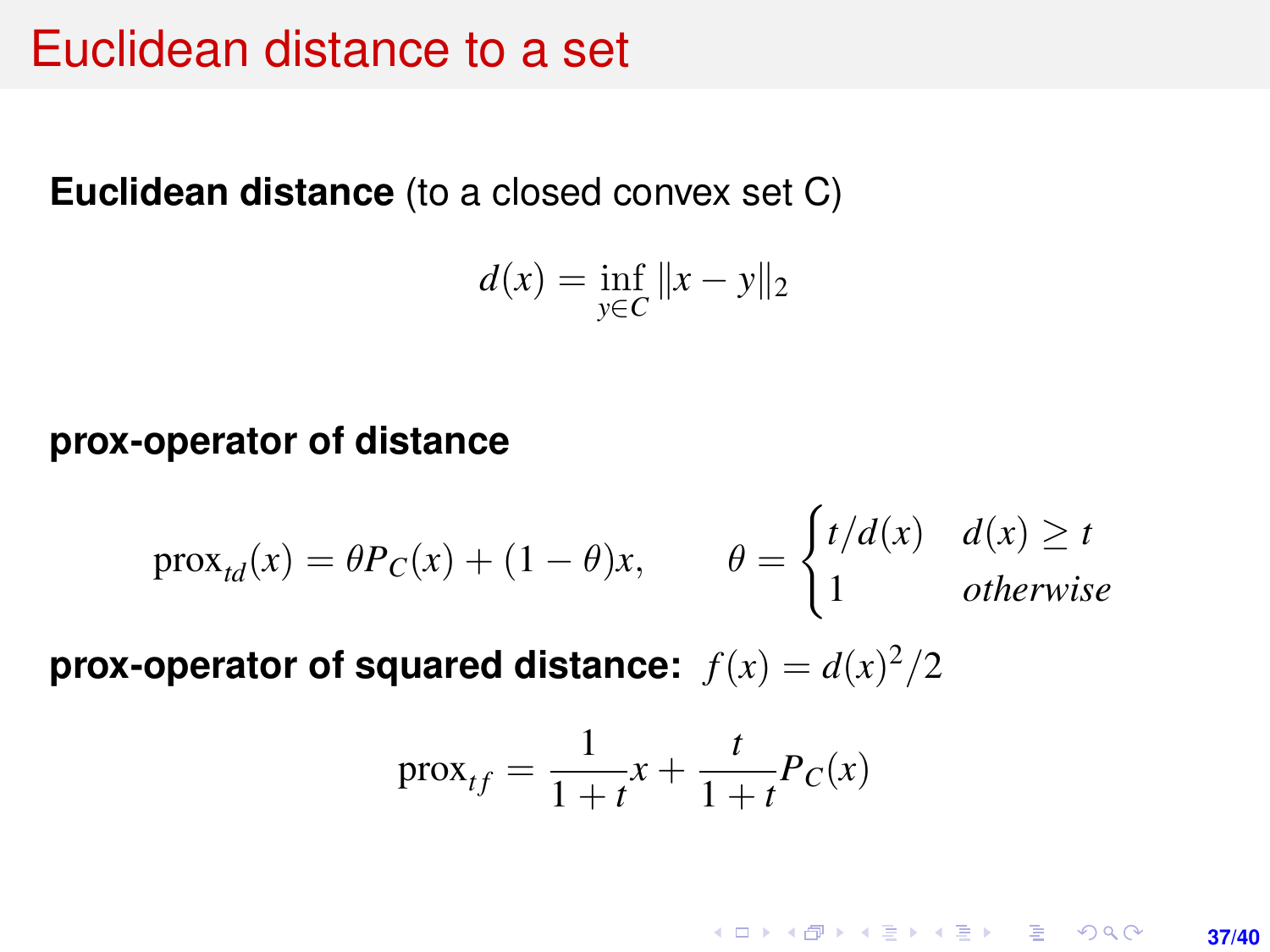# Euclidean distance to a set

**Euclidean distance** (to a closed convex set C)

$$d(x) = \inf_{y \in C} \|x - y\|_2$$

**prox-operator of distance**

$$\text{prox}_{td}(x) = \theta P_C(x) + (1 - \theta)x, \qquad \theta = \begin{cases} t/d(x) & d(x) \geq t \\ 1 & \textit{otherwise} \end{cases}$$

**prox-operator of squared distance:** $f(x) = d(x)^2/2$

$$\text{prox}_{tf} = \frac{1}{1+t}x + \frac{t}{1+t}P_C(x)$$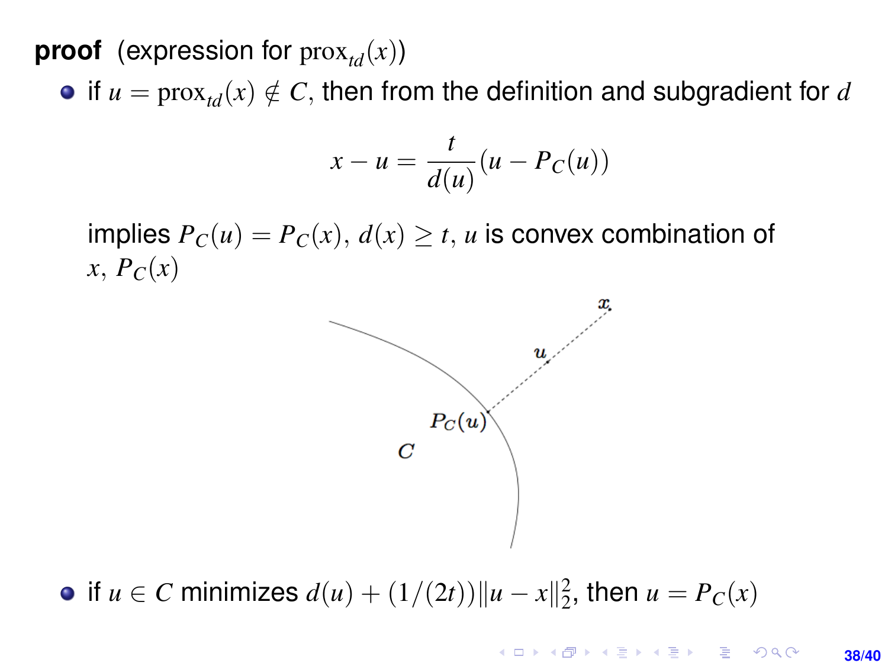**proof** (expression for $\mathrm{prox}_{td}(x)$)

- if $u = \mathrm{prox}_{td}(x) \notin C$, then from the definition and subgradient for $d$

$$x - u = \frac{t}{d(u)}(u - P_C(u))$$

  implies $P_C(u) = P_C(x)$, $d(x) \geq t$, $u$ is convex combination of $x$, $P_C(x)$

- if $u \in C$ minimizes $d(u) + (1/(2t))\|u - x\|_2^2$, then $u = P_C(x)$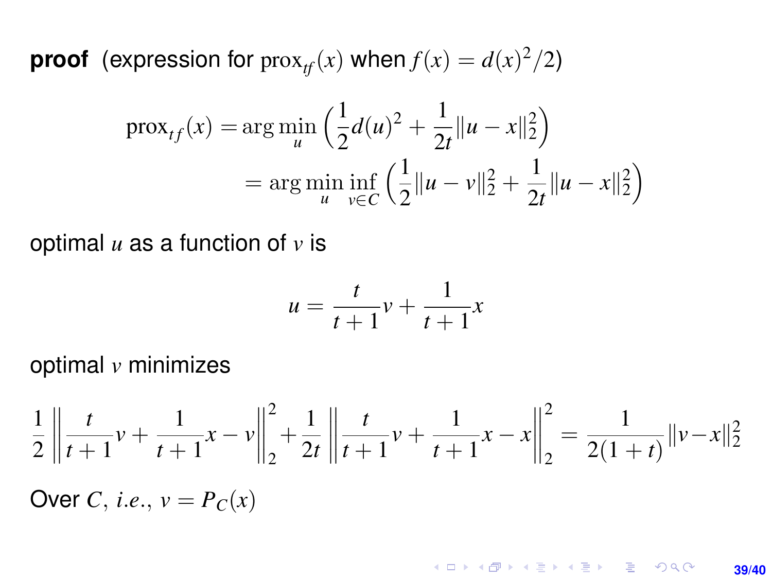**proof** (expression for $\operatorname{prox}_{tf}(x)$ when $f(x) = d(x)^2/2$)

$$
\begin{aligned}
\operatorname{prox}_{tf}(x) &= \arg\min_u \left( \frac{1}{2} d(u)^2 + \frac{1}{2t} \|u - x\|_2^2 \right) \\
&= \arg\min_u \inf_{v \in C} \left( \frac{1}{2} \|u - v\|_2^2 + \frac{1}{2t} \|u - x\|_2^2 \right)
\end{aligned}
$$

optimal $u$ as a function of $v$ is

$$
u = \frac{t}{t+1} v + \frac{1}{t+1} x
$$

optimal $v$ minimizes

$$
\frac{1}{2} \left\| \frac{t}{t+1} v + \frac{1}{t+1} x - v \right\|_2^2 + \frac{1}{2t} \left\| \frac{t}{t+1} v + \frac{1}{t+1} x - x \right\|_2^2 = \frac{1}{2(1+t)} \|v - x\|_2^2
$$

Over $C$, *i.e.*, $v = P_C(x)$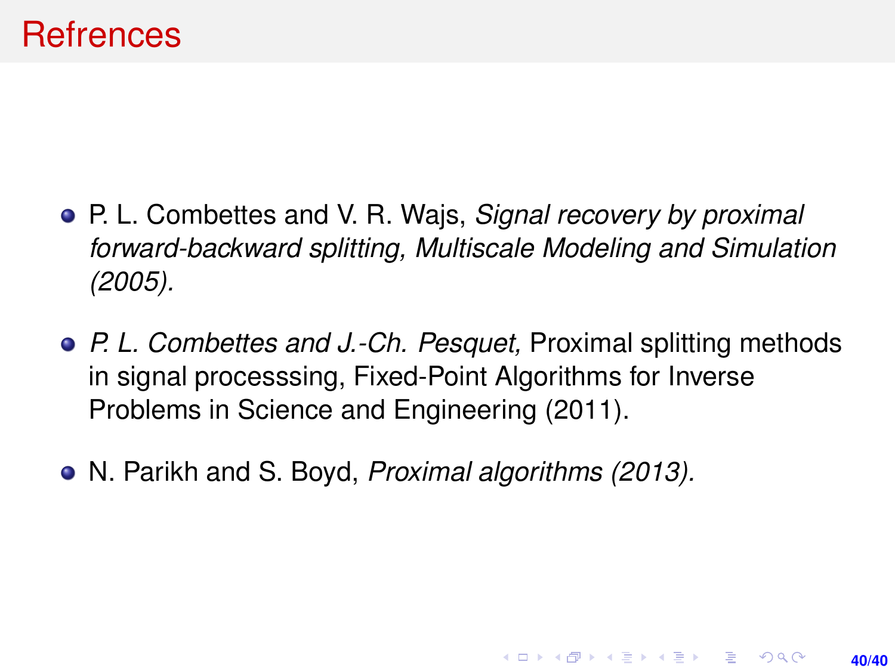# Refrences

- P. L. Combettes and V. R. Wajs, *Signal recovery by proximal forward-backward splitting, Multiscale Modeling and Simulation (2005).*

- *P. L. Combettes and J.-Ch. Pesquet,* Proximal splitting methods in signal processsing, Fixed-Point Algorithms for Inverse Problems in Science and Engineering (2011).

- N. Parikh and S. Boyd, *Proximal algorithms (2013).*